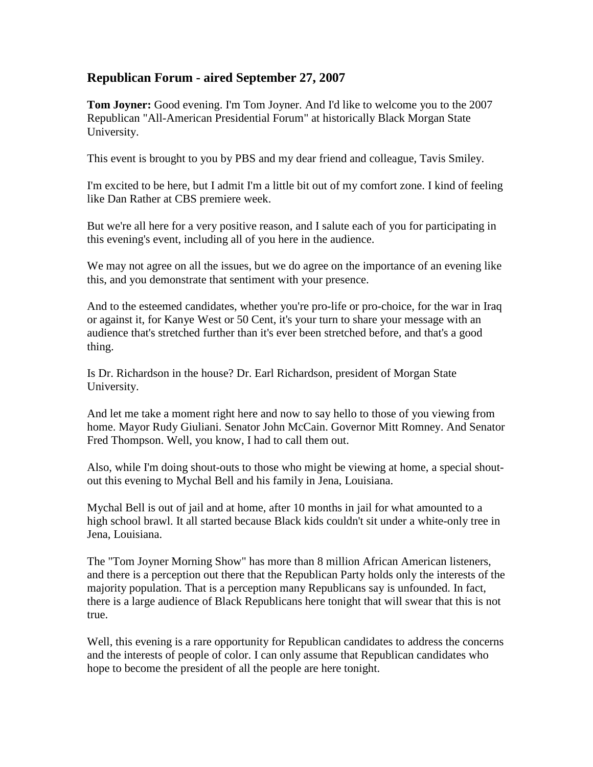## Republican Forum - aired September 27, 2007

**Tom Joyner:** Good evening. I'm Tom Joyner. And I'd like to welcome you to the 2007 Republican "All-American Presidential Forum" at historically Black Morgan State University.

This event is brought to you by PBS and my dear friend and colleague, Tavis Smiley.

I'm excited to be here, but I admit I'm a little bit out of my comfort zone. I kind of feeling like Dan Rather at CBS premiere week.

But we're all here for a very positive reason, and I salute each of you for participating in this evening's event, including all of you here in the audience.

We may not agree on all the issues, but we do agree on the importance of an evening like this, and you demonstrate that sentiment with your presence.

And to the esteemed candidates, whether you're pro-life or pro-choice, for the war in Iraq or against it, for Kanye West or 50 Cent, it's your turn to share your message with an audience that's stretched further than it's ever been stretched before, and that's a good thing.

Is Dr. Richardson in the house? Dr. Earl Richardson, president of Morgan State University.

And let me take a moment right here and now to say hello to those of you viewing from home. Mayor Rudy Giuliani. Senator John McCain. Governor Mitt Romney. And Senator Fred Thompson. Well, you know, I had to call them out.

Also, while I'm doing shout-outs to those who might be viewing at home, a special shout-out this evening to Mychal Bell and his family in Jena, Louisiana.

Mychal Bell is out of jail and at home, after 10 months in jail for what amounted to a high school brawl. It all started because Black kids couldn't sit under a white-only tree in Jena, Louisiana.

The "Tom Joyner Morning Show" has more than 8 million African American listeners, and there is a perception out there that the Republican Party holds only the interests of the majority population. That is a perception many Republicans say is unfounded. In fact, there is a large audience of Black Republicans here tonight that will swear that this is not true.

Well, this evening is a rare opportunity for Republican candidates to address the concerns and the interests of people of color. I can only assume that Republican candidates who hope to become the president of all the people are here tonight.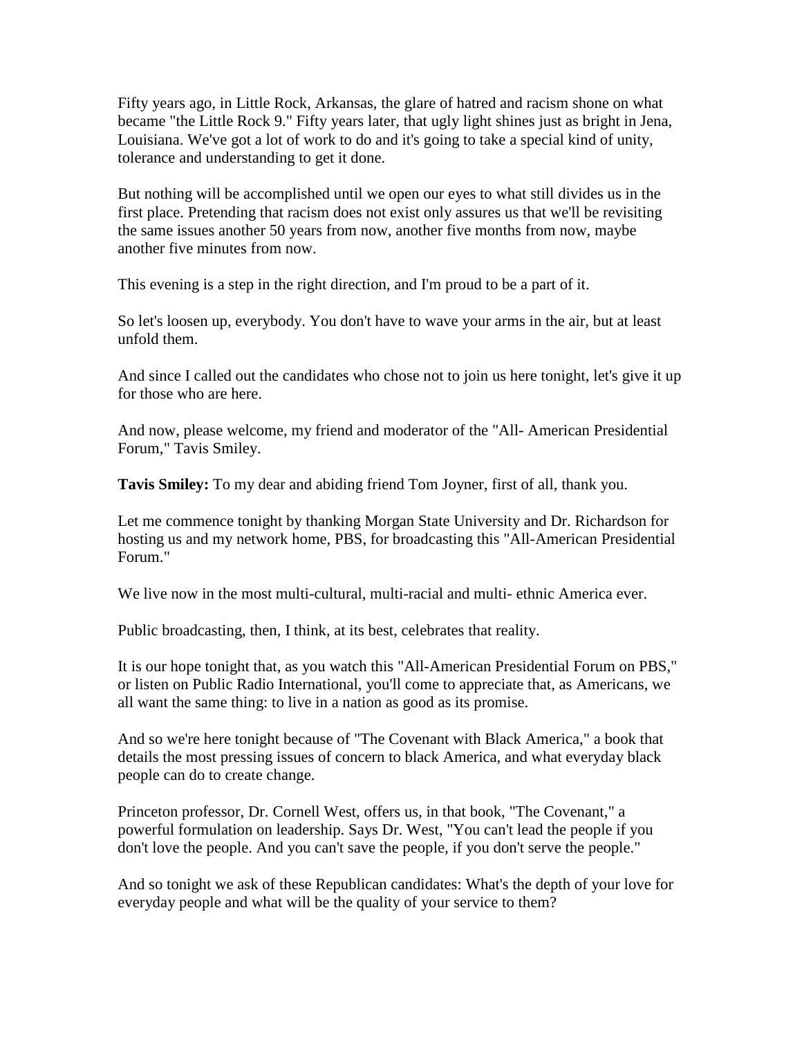Fifty years ago, in Little Rock, Arkansas, the glare of hatred and racism shone on what became "the Little Rock 9." Fifty years later, that ugly light shines just as bright in Jena, Louisiana. We've got a lot of work to do and it's going to take a special kind of unity, tolerance and understanding to get it done.

But nothing will be accomplished until we open our eyes to what still divides us in the first place. Pretending that racism does not exist only assures us that we'll be revisiting the same issues another 50 years from now, another five months from now, maybe another five minutes from now.

This evening is a step in the right direction, and I'm proud to be a part of it.

So let's loosen up, everybody. You don't have to wave your arms in the air, but at least unfold them.

And since I called out the candidates who chose not to join us here tonight, let's give it up for those who are here.

And now, please welcome, my friend and moderator of the "All- American Presidential Forum," Tavis Smiley.

**Tavis Smiley:** To my dear and abiding friend Tom Joyner, first of all, thank you.

Let me commence tonight by thanking Morgan State University and Dr. Richardson for hosting us and my network home, PBS, for broadcasting this "All-American Presidential Forum."

We live now in the most multi-cultural, multi-racial and multi- ethnic America ever.

Public broadcasting, then, I think, at its best, celebrates that reality.

It is our hope tonight that, as you watch this "All-American Presidential Forum on PBS," or listen on Public Radio International, you'll come to appreciate that, as Americans, we all want the same thing: to live in a nation as good as its promise.

And so we're here tonight because of "The Covenant with Black America," a book that details the most pressing issues of concern to black America, and what everyday black people can do to create change.

Princeton professor, Dr. Cornell West, offers us, in that book, "The Covenant," a powerful formulation on leadership. Says Dr. West, "You can't lead the people if you don't love the people. And you can't save the people, if you don't serve the people."

And so tonight we ask of these Republican candidates: What's the depth of your love for everyday people and what will be the quality of your service to them?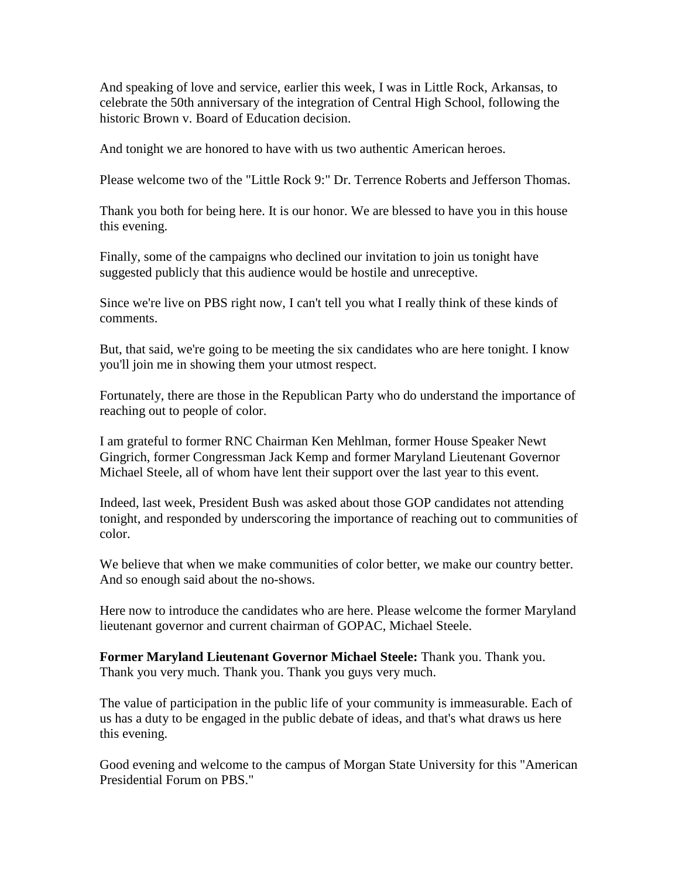And speaking of love and service, earlier this week, I was in Little Rock, Arkansas, to celebrate the 50th anniversary of the integration of Central High School, following the historic Brown v. Board of Education decision.

And tonight we are honored to have with us two authentic American heroes.

Please welcome two of the "Little Rock 9:" Dr. Terrence Roberts and Jefferson Thomas.

Thank you both for being here. It is our honor. We are blessed to have you in this house this evening.

Finally, some of the campaigns who declined our invitation to join us tonight have suggested publicly that this audience would be hostile and unreceptive.

Since we're live on PBS right now, I can't tell you what I really think of these kinds of comments.

But, that said, we're going to be meeting the six candidates who are here tonight. I know you'll join me in showing them your utmost respect.

Fortunately, there are those in the Republican Party who do understand the importance of reaching out to people of color.

I am grateful to former RNC Chairman Ken Mehlman, former House Speaker Newt Gingrich, former Congressman Jack Kemp and former Maryland Lieutenant Governor Michael Steele, all of whom have lent their support over the last year to this event.

Indeed, last week, President Bush was asked about those GOP candidates not attending tonight, and responded by underscoring the importance of reaching out to communities of color.

We believe that when we make communities of color better, we make our country better. And so enough said about the no-shows.

Here now to introduce the candidates who are here. Please welcome the former Maryland lieutenant governor and current chairman of GOPAC, Michael Steele.

**Former Maryland Lieutenant Governor Michael Steele:** Thank you. Thank you. Thank you very much. Thank you. Thank you guys very much.

The value of participation in the public life of your community is immeasurable. Each of us has a duty to be engaged in the public debate of ideas, and that's what draws us here this evening.

Good evening and welcome to the campus of Morgan State University for this "American Presidential Forum on PBS."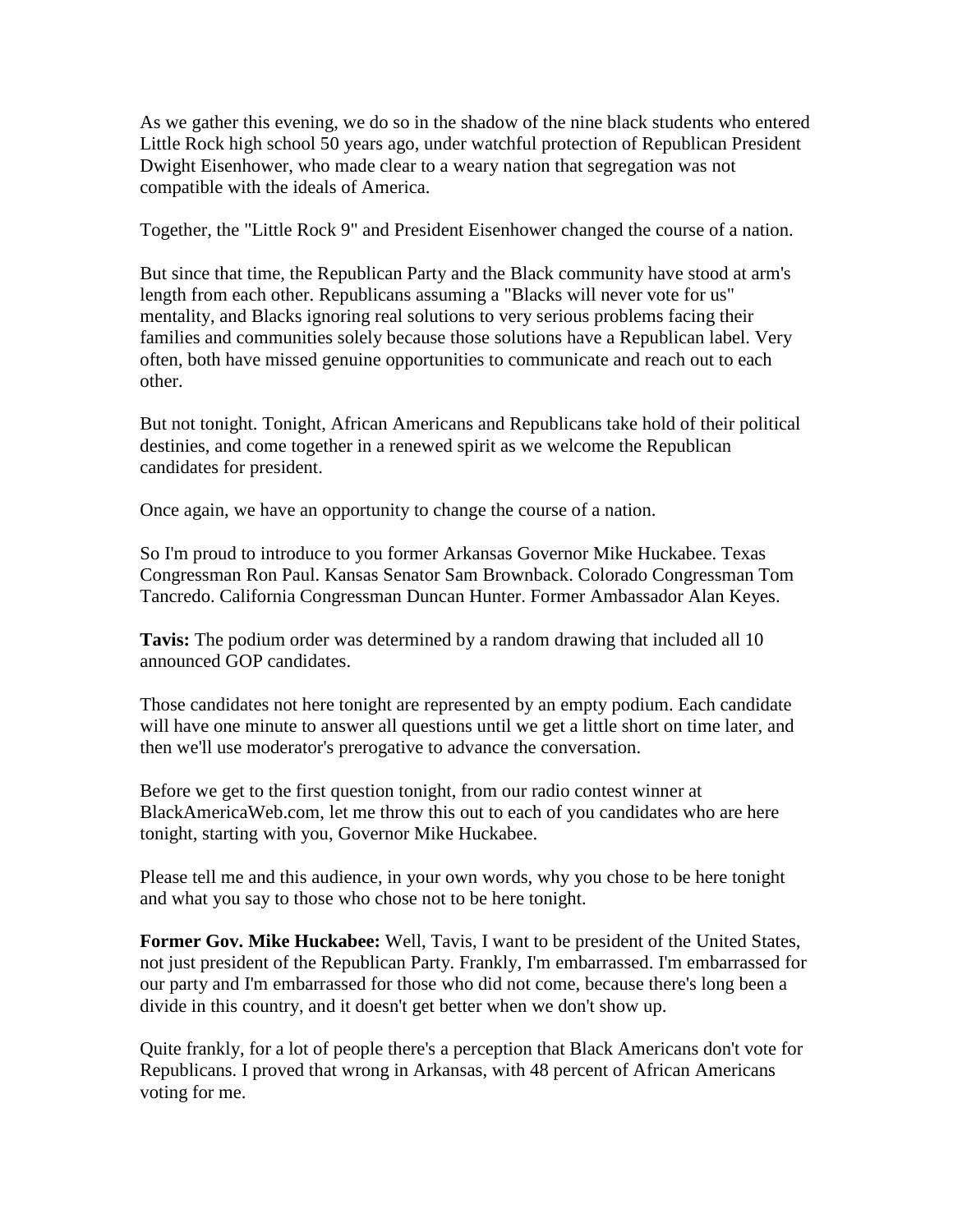As we gather this evening, we do so in the shadow of the nine black students who entered Little Rock high school 50 years ago, under watchful protection of Republican President Dwight Eisenhower, who made clear to a weary nation that segregation was not compatible with the ideals of America.

Together, the "Little Rock 9" and President Eisenhower changed the course of a nation.

But since that time, the Republican Party and the Black community have stood at arm's length from each other. Republicans assuming a "Blacks will never vote for us" mentality, and Blacks ignoring real solutions to very serious problems facing their families and communities solely because those solutions have a Republican label. Very often, both have missed genuine opportunities to communicate and reach out to each other.

But not tonight. Tonight, African Americans and Republicans take hold of their political destinies, and come together in a renewed spirit as we welcome the Republican candidates for president.

Once again, we have an opportunity to change the course of a nation.

So I'm proud to introduce to you former Arkansas Governor Mike Huckabee. Texas Congressman Ron Paul. Kansas Senator Sam Brownback. Colorado Congressman Tom Tancredo. California Congressman Duncan Hunter. Former Ambassador Alan Keyes.

**Tavis:** The podium order was determined by a random drawing that included all 10 announced GOP candidates.

Those candidates not here tonight are represented by an empty podium. Each candidate will have one minute to answer all questions until we get a little short on time later, and then we'll use moderator's prerogative to advance the conversation.

Before we get to the first question tonight, from our radio contest winner at BlackAmericaWeb.com, let me throw this out to each of you candidates who are here tonight, starting with you, Governor Mike Huckabee.

Please tell me and this audience, in your own words, why you chose to be here tonight and what you say to those who chose not to be here tonight.

**Former Gov. Mike Huckabee:** Well, Tavis, I want to be president of the United States, not just president of the Republican Party. Frankly, I'm embarrassed. I'm embarrassed for our party and I'm embarrassed for those who did not come, because there's long been a divide in this country, and it doesn't get better when we don't show up.

Quite frankly, for a lot of people there's a perception that Black Americans don't vote for Republicans. I proved that wrong in Arkansas, with 48 percent of African Americans voting for me.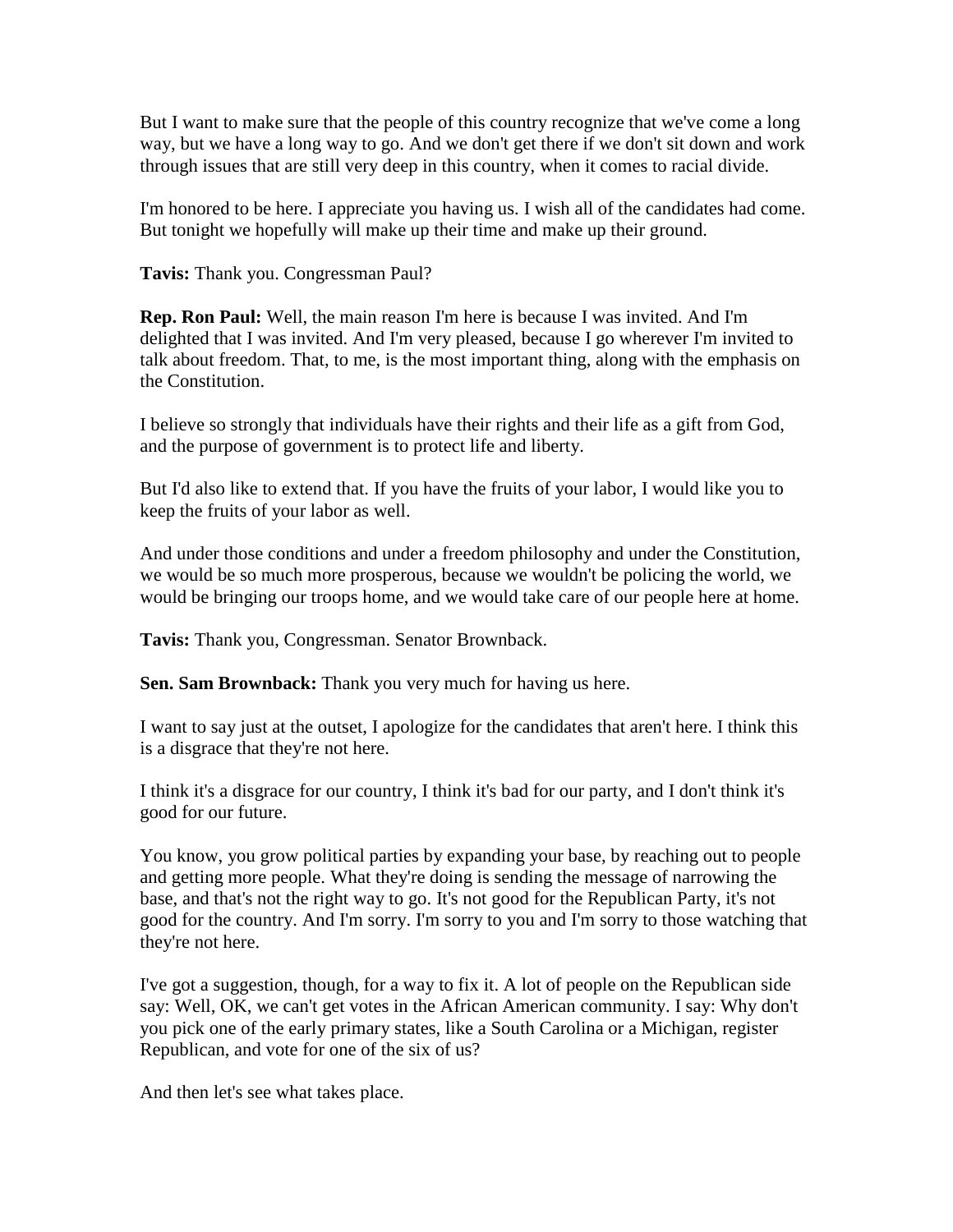But I want to make sure that the people of this country recognize that we've come a long way, but we have a long way to go. And we don't get there if we don't sit down and work through issues that are still very deep in this country, when it comes to racial divide.

I'm honored to be here. I appreciate you having us. I wish all of the candidates had come. But tonight we hopefully will make up their time and make up their ground.

**Tavis:** Thank you. Congressman Paul?

**Rep. Ron Paul:** Well, the main reason I'm here is because I was invited. And I'm delighted that I was invited. And I'm very pleased, because I go wherever I'm invited to talk about freedom. That, to me, is the most important thing, along with the emphasis on the Constitution.

I believe so strongly that individuals have their rights and their life as a gift from God, and the purpose of government is to protect life and liberty.

But I'd also like to extend that. If you have the fruits of your labor, I would like you to keep the fruits of your labor as well.

And under those conditions and under a freedom philosophy and under the Constitution, we would be so much more prosperous, because we wouldn't be policing the world, we would be bringing our troops home, and we would take care of our people here at home.

**Tavis:** Thank you, Congressman. Senator Brownback.

**Sen. Sam Brownback:** Thank you very much for having us here.

I want to say just at the outset, I apologize for the candidates that aren't here. I think this is a disgrace that they're not here.

I think it's a disgrace for our country, I think it's bad for our party, and I don't think it's good for our future.

You know, you grow political parties by expanding your base, by reaching out to people and getting more people. What they're doing is sending the message of narrowing the base, and that's not the right way to go. It's not good for the Republican Party, it's not good for the country. And I'm sorry. I'm sorry to you and I'm sorry to those watching that they're not here.

I've got a suggestion, though, for a way to fix it. A lot of people on the Republican side say: Well, OK, we can't get votes in the African American community. I say: Why don't you pick one of the early primary states, like a South Carolina or a Michigan, register Republican, and vote for one of the six of us?

And then let's see what takes place.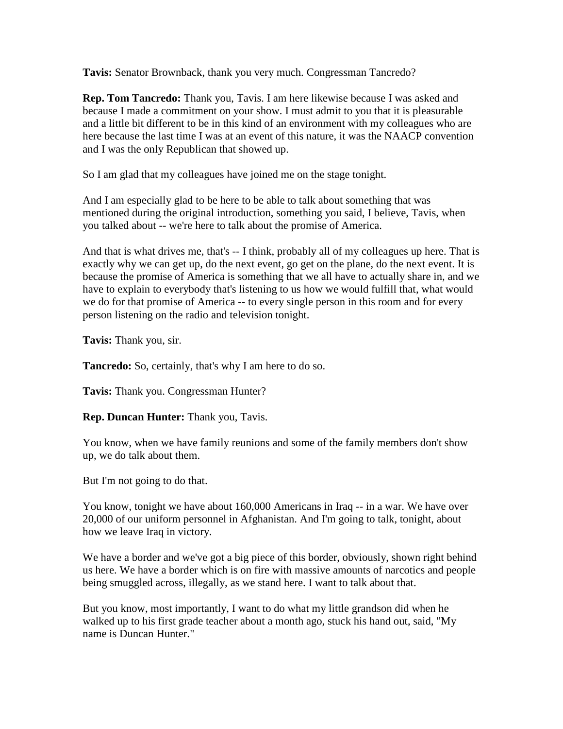**Tavis:** Senator Brownback, thank you very much. Congressman Tancredo?

**Rep. Tom Tancredo:** Thank you, Tavis. I am here likewise because I was asked and because I made a commitment on your show. I must admit to you that it is pleasurable and a little bit different to be in this kind of an environment with my colleagues who are here because the last time I was at an event of this nature, it was the NAACP convention and I was the only Republican that showed up.

So I am glad that my colleagues have joined me on the stage tonight.

And I am especially glad to be here to be able to talk about something that was mentioned during the original introduction, something you said, I believe, Tavis, when you talked about -- we're here to talk about the promise of America.

And that is what drives me, that's -- I think, probably all of my colleagues up here. That is exactly why we can get up, do the next event, go get on the plane, do the next event. It is because the promise of America is something that we all have to actually share in, and we have to explain to everybody that's listening to us how we would fulfill that, what would we do for that promise of America -- to every single person in this room and for every person listening on the radio and television tonight.

**Tavis:** Thank you, sir.

**Tancredo:** So, certainly, that's why I am here to do so.

**Tavis:** Thank you. Congressman Hunter?

**Rep. Duncan Hunter:** Thank you, Tavis.

You know, when we have family reunions and some of the family members don't show up, we do talk about them.

But I'm not going to do that.

You know, tonight we have about 160,000 Americans in Iraq -- in a war. We have over 20,000 of our uniform personnel in Afghanistan. And I'm going to talk, tonight, about how we leave Iraq in victory.

We have a border and we've got a big piece of this border, obviously, shown right behind us here. We have a border which is on fire with massive amounts of narcotics and people being smuggled across, illegally, as we stand here. I want to talk about that.

But you know, most importantly, I want to do what my little grandson did when he walked up to his first grade teacher about a month ago, stuck his hand out, said, "My name is Duncan Hunter."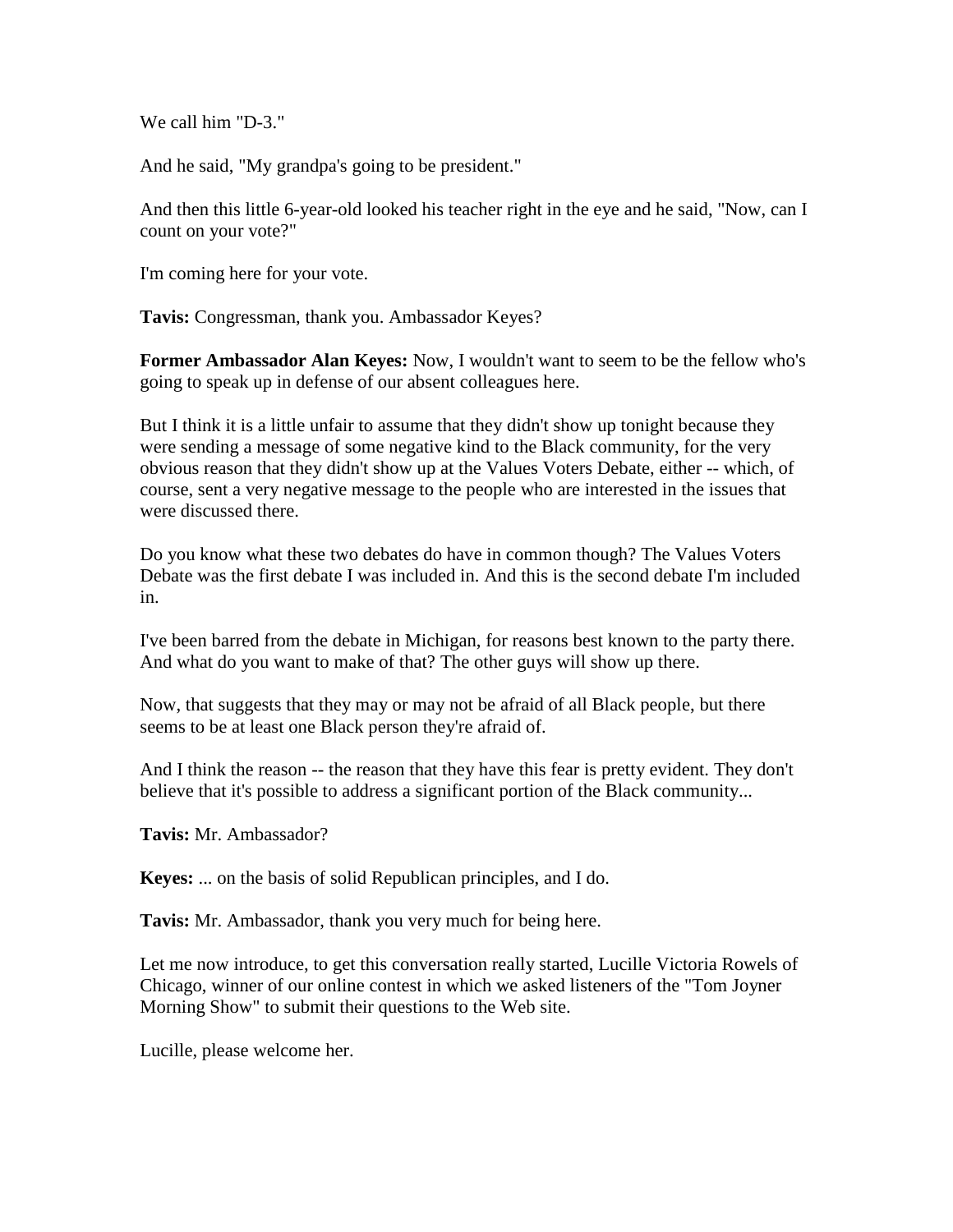We call him "D-3."

And he said, "My grandpa's going to be president."

And then this little 6-year-old looked his teacher right in the eye and he said, "Now, can I count on your vote?"

I'm coming here for your vote.

**Tavis:** Congressman, thank you. Ambassador Keyes?

**Former Ambassador Alan Keyes:** Now, I wouldn't want to seem to be the fellow who's going to speak up in defense of our absent colleagues here.

But I think it is a little unfair to assume that they didn't show up tonight because they were sending a message of some negative kind to the Black community, for the very obvious reason that they didn't show up at the Values Voters Debate, either -- which, of course, sent a very negative message to the people who are interested in the issues that were discussed there.

Do you know what these two debates do have in common though? The Values Voters Debate was the first debate I was included in. And this is the second debate I'm included in.

I've been barred from the debate in Michigan, for reasons best known to the party there. And what do you want to make of that? The other guys will show up there.

Now, that suggests that they may or may not be afraid of all Black people, but there seems to be at least one Black person they're afraid of.

And I think the reason -- the reason that they have this fear is pretty evident. They don't believe that it's possible to address a significant portion of the Black community...

**Tavis:** Mr. Ambassador?

**Keyes:** ... on the basis of solid Republican principles, and I do.

**Tavis:** Mr. Ambassador, thank you very much for being here.

Let me now introduce, to get this conversation really started, Lucille Victoria Rowels of Chicago, winner of our online contest in which we asked listeners of the "Tom Joyner Morning Show" to submit their questions to the Web site.

Lucille, please welcome her.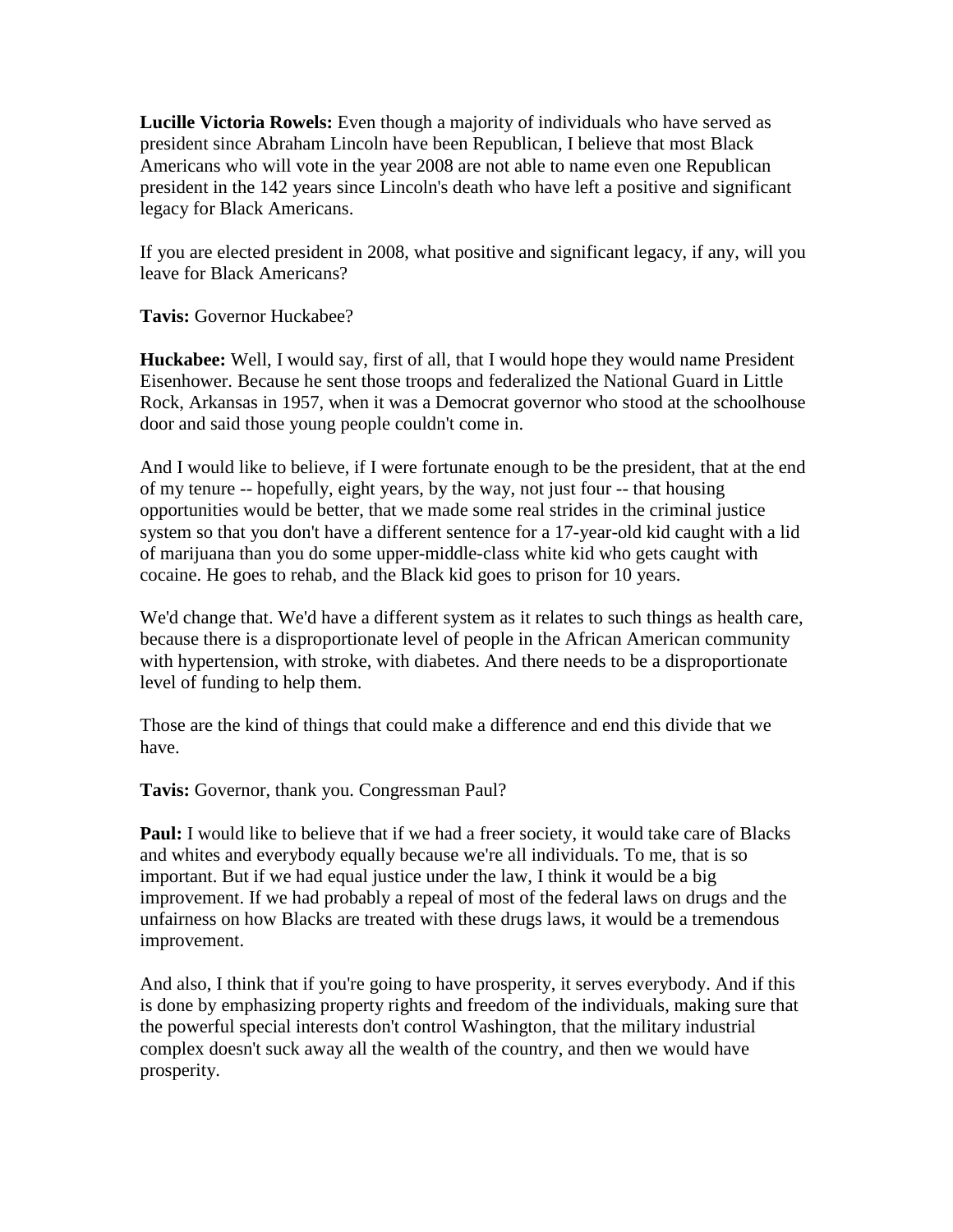**Lucille Victoria Rowels:** Even though a majority of individuals who have served as president since Abraham Lincoln have been Republican, I believe that most Black Americans who will vote in the year 2008 are not able to name even one Republican president in the 142 years since Lincoln's death who have left a positive and significant legacy for Black Americans.

If you are elected president in 2008, what positive and significant legacy, if any, will you leave for Black Americans?

**Tavis:** Governor Huckabee?

**Huckabee:** Well, I would say, first of all, that I would hope they would name President Eisenhower. Because he sent those troops and federalized the National Guard in Little Rock, Arkansas in 1957, when it was a Democrat governor who stood at the schoolhouse door and said those young people couldn't come in.

And I would like to believe, if I were fortunate enough to be the president, that at the end of my tenure -- hopefully, eight years, by the way, not just four -- that housing opportunities would be better, that we made some real strides in the criminal justice system so that you don't have a different sentence for a 17-year-old kid caught with a lid of marijuana than you do some upper-middle-class white kid who gets caught with cocaine. He goes to rehab, and the Black kid goes to prison for 10 years.

We'd change that. We'd have a different system as it relates to such things as health care, because there is a disproportionate level of people in the African American community with hypertension, with stroke, with diabetes. And there needs to be a disproportionate level of funding to help them.

Those are the kind of things that could make a difference and end this divide that we have.

**Tavis:** Governor, thank you. Congressman Paul?

**Paul:** I would like to believe that if we had a freer society, it would take care of Blacks and whites and everybody equally because we're all individuals. To me, that is so important. But if we had equal justice under the law, I think it would be a big improvement. If we had probably a repeal of most of the federal laws on drugs and the unfairness on how Blacks are treated with these drugs laws, it would be a tremendous improvement.

And also, I think that if you're going to have prosperity, it serves everybody. And if this is done by emphasizing property rights and freedom of the individuals, making sure that the powerful special interests don't control Washington, that the military industrial complex doesn't suck away all the wealth of the country, and then we would have prosperity.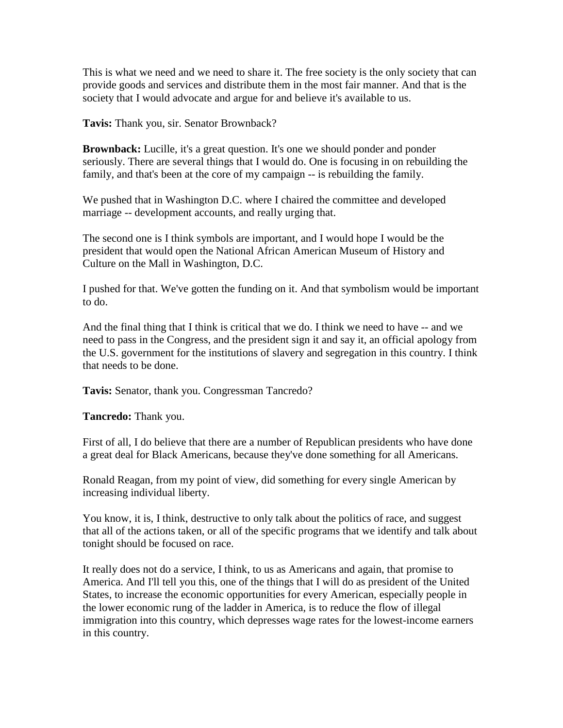This is what we need and we need to share it. The free society is the only society that can provide goods and services and distribute them in the most fair manner. And that is the society that I would advocate and argue for and believe it's available to us.

**Tavis:** Thank you, sir. Senator Brownback?

**Brownback:** Lucille, it's a great question. It's one we should ponder and ponder seriously. There are several things that I would do. One is focusing in on rebuilding the family, and that's been at the core of my campaign -- is rebuilding the family.

We pushed that in Washington D.C. where I chaired the committee and developed marriage -- development accounts, and really urging that.

The second one is I think symbols are important, and I would hope I would be the president that would open the National African American Museum of History and Culture on the Mall in Washington, D.C.

I pushed for that. We've gotten the funding on it. And that symbolism would be important to do.

And the final thing that I think is critical that we do. I think we need to have -- and we need to pass in the Congress, and the president sign it and say it, an official apology from the U.S. government for the institutions of slavery and segregation in this country. I think that needs to be done.

**Tavis:** Senator, thank you. Congressman Tancredo?

**Tancredo:** Thank you.

First of all, I do believe that there are a number of Republican presidents who have done a great deal for Black Americans, because they've done something for all Americans.

Ronald Reagan, from my point of view, did something for every single American by increasing individual liberty.

You know, it is, I think, destructive to only talk about the politics of race, and suggest that all of the actions taken, or all of the specific programs that we identify and talk about tonight should be focused on race.

It really does not do a service, I think, to us as Americans and again, that promise to America. And I'll tell you this, one of the things that I will do as president of the United States, to increase the economic opportunities for every American, especially people in the lower economic rung of the ladder in America, is to reduce the flow of illegal immigration into this country, which depresses wage rates for the lowest-income earners in this country.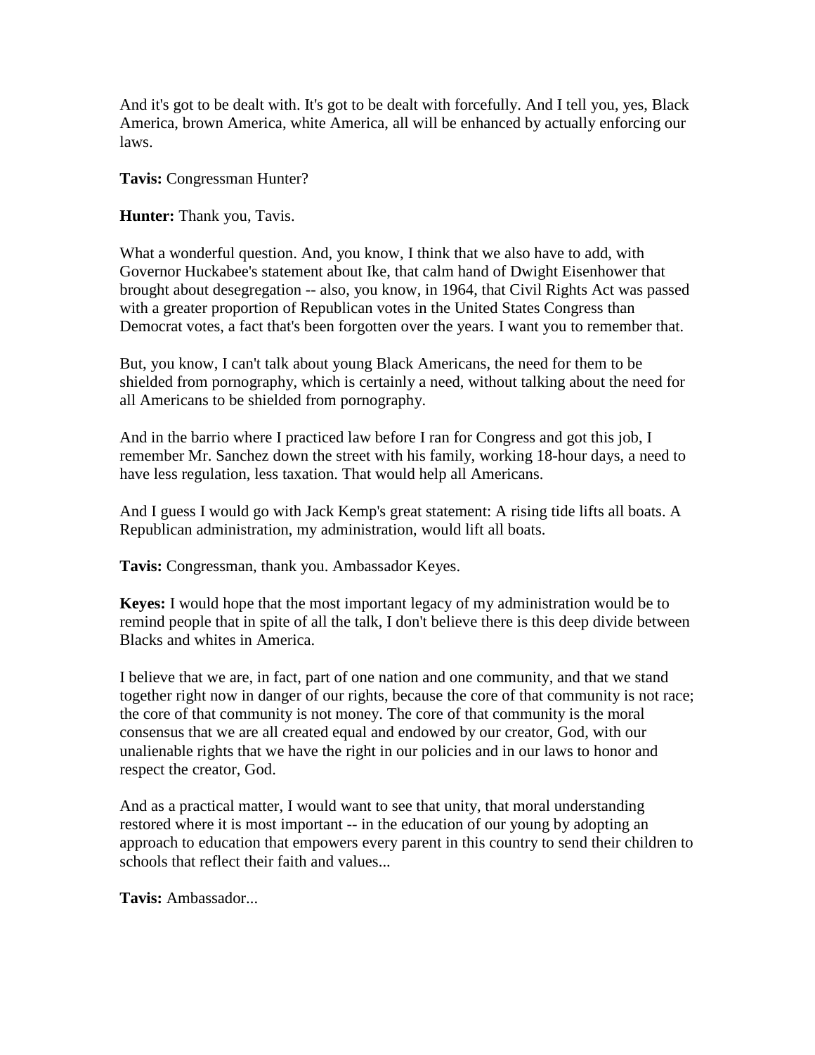And it's got to be dealt with. It's got to be dealt with forcefully. And I tell you, yes, Black America, brown America, white America, all will be enhanced by actually enforcing our laws.

**Tavis:** Congressman Hunter?

**Hunter:** Thank you, Tavis.

What a wonderful question. And, you know, I think that we also have to add, with Governor Huckabee's statement about Ike, that calm hand of Dwight Eisenhower that brought about desegregation -- also, you know, in 1964, that Civil Rights Act was passed with a greater proportion of Republican votes in the United States Congress than Democrat votes, a fact that's been forgotten over the years. I want you to remember that.

But, you know, I can't talk about young Black Americans, the need for them to be shielded from pornography, which is certainly a need, without talking about the need for all Americans to be shielded from pornography.

And in the barrio where I practiced law before I ran for Congress and got this job, I remember Mr. Sanchez down the street with his family, working 18-hour days, a need to have less regulation, less taxation. That would help all Americans.

And I guess I would go with Jack Kemp's great statement: A rising tide lifts all boats. A Republican administration, my administration, would lift all boats.

**Tavis:** Congressman, thank you. Ambassador Keyes.

**Keyes:** I would hope that the most important legacy of my administration would be to remind people that in spite of all the talk, I don't believe there is this deep divide between Blacks and whites in America.

I believe that we are, in fact, part of one nation and one community, and that we stand together right now in danger of our rights, because the core of that community is not race; the core of that community is not money. The core of that community is the moral consensus that we are all created equal and endowed by our creator, God, with our unalienable rights that we have the right in our policies and in our laws to honor and respect the creator, God.

And as a practical matter, I would want to see that unity, that moral understanding restored where it is most important -- in the education of our young by adopting an approach to education that empowers every parent in this country to send their children to schools that reflect their faith and values...

**Tavis:** Ambassador...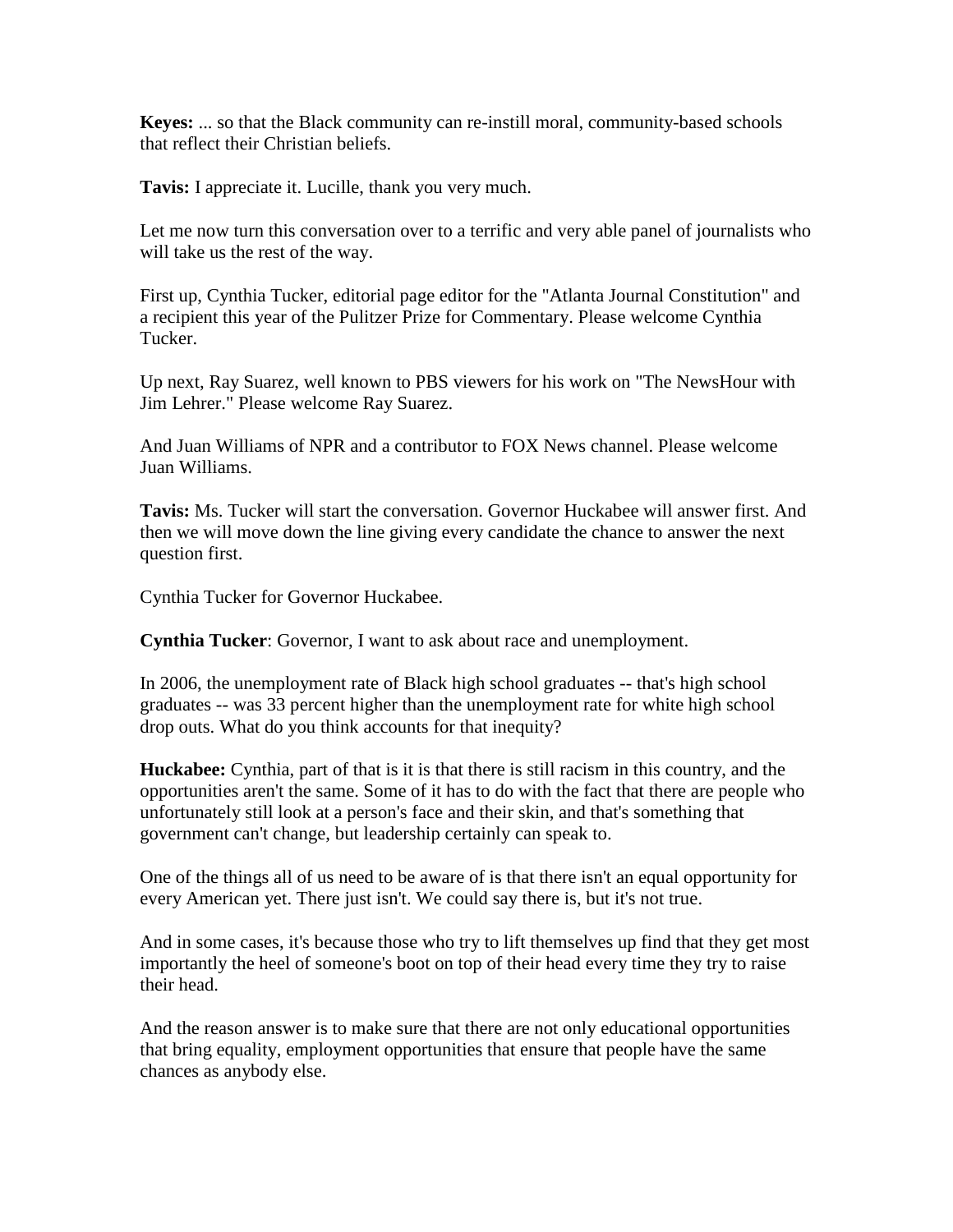**Keyes:** ... so that the Black community can re-instill moral, community-based schools that reflect their Christian beliefs.

**Tavis:** I appreciate it. Lucille, thank you very much.

Let me now turn this conversation over to a terrific and very able panel of journalists who will take us the rest of the way.

First up, Cynthia Tucker, editorial page editor for the "Atlanta Journal Constitution" and a recipient this year of the Pulitzer Prize for Commentary. Please welcome Cynthia Tucker.

Up next, Ray Suarez, well known to PBS viewers for his work on "The NewsHour with Jim Lehrer." Please welcome Ray Suarez.

And Juan Williams of NPR and a contributor to FOX News channel. Please welcome Juan Williams.

**Tavis:** Ms. Tucker will start the conversation. Governor Huckabee will answer first. And then we will move down the line giving every candidate the chance to answer the next question first.

Cynthia Tucker for Governor Huckabee.

**Cynthia Tucker**: Governor, I want to ask about race and unemployment.

In 2006, the unemployment rate of Black high school graduates -- that's high school graduates -- was 33 percent higher than the unemployment rate for white high school drop outs. What do you think accounts for that inequity?

**Huckabee:** Cynthia, part of that is it is that there is still racism in this country, and the opportunities aren't the same. Some of it has to do with the fact that there are people who unfortunately still look at a person's face and their skin, and that's something that government can't change, but leadership certainly can speak to.

One of the things all of us need to be aware of is that there isn't an equal opportunity for every American yet. There just isn't. We could say there is, but it's not true.

And in some cases, it's because those who try to lift themselves up find that they get most importantly the heel of someone's boot on top of their head every time they try to raise their head.

And the reason answer is to make sure that there are not only educational opportunities that bring equality, employment opportunities that ensure that people have the same chances as anybody else.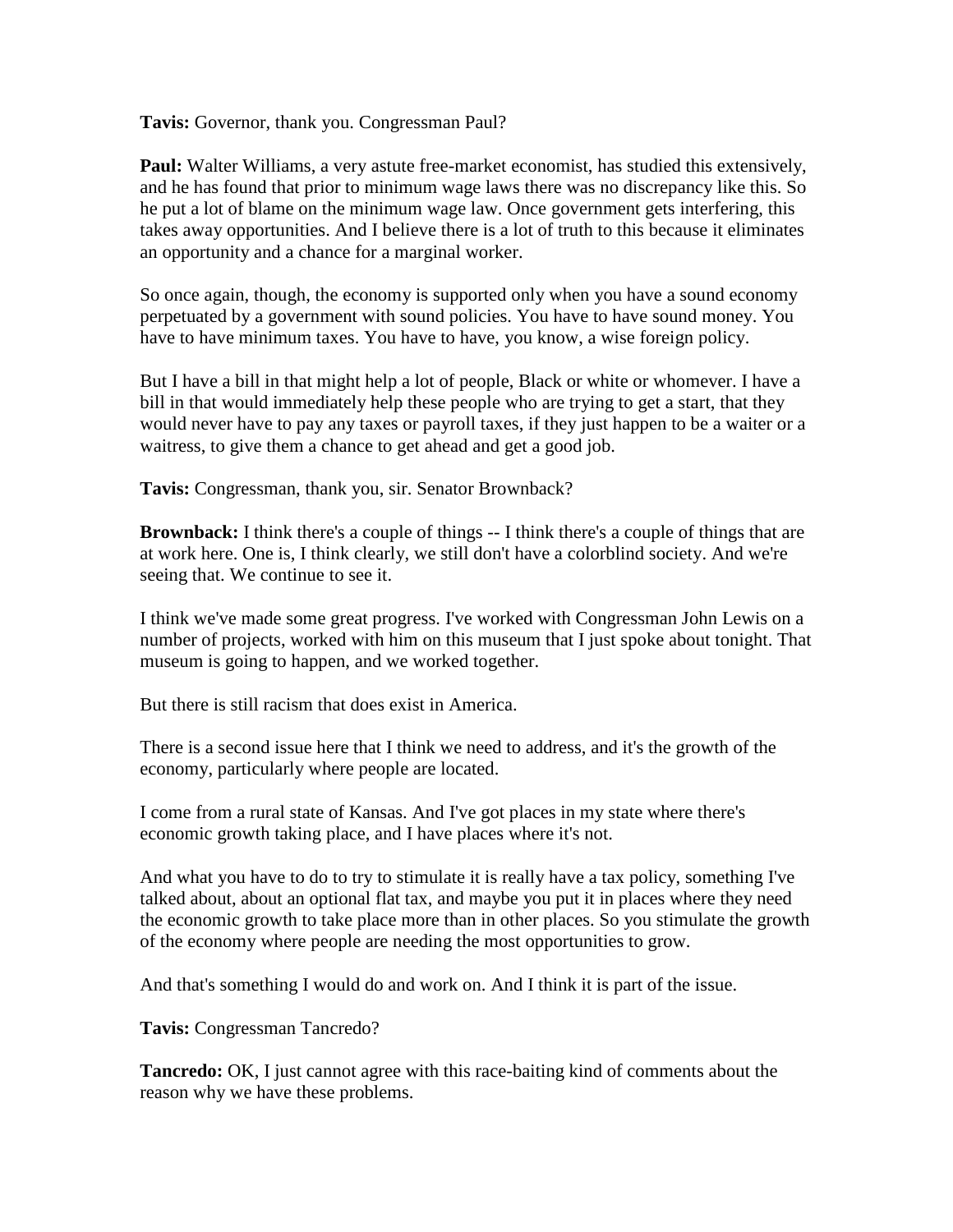**Tavis:** Governor, thank you. Congressman Paul?

**Paul:** Walter Williams, a very astute free-market economist, has studied this extensively, and he has found that prior to minimum wage laws there was no discrepancy like this. So he put a lot of blame on the minimum wage law. Once government gets interfering, this takes away opportunities. And I believe there is a lot of truth to this because it eliminates an opportunity and a chance for a marginal worker.

So once again, though, the economy is supported only when you have a sound economy perpetuated by a government with sound policies. You have to have sound money. You have to have minimum taxes. You have to have, you know, a wise foreign policy.

But I have a bill in that might help a lot of people, Black or white or whomever. I have a bill in that would immediately help these people who are trying to get a start, that they would never have to pay any taxes or payroll taxes, if they just happen to be a waiter or a waitress, to give them a chance to get ahead and get a good job.

**Tavis:** Congressman, thank you, sir. Senator Brownback?

**Brownback:** I think there's a couple of things -- I think there's a couple of things that are at work here. One is, I think clearly, we still don't have a colorblind society. And we're seeing that. We continue to see it.

I think we've made some great progress. I've worked with Congressman John Lewis on a number of projects, worked with him on this museum that I just spoke about tonight. That museum is going to happen, and we worked together.

But there is still racism that does exist in America.

There is a second issue here that I think we need to address, and it's the growth of the economy, particularly where people are located.

I come from a rural state of Kansas. And I've got places in my state where there's economic growth taking place, and I have places where it's not.

And what you have to do to try to stimulate it is really have a tax policy, something I've talked about, about an optional flat tax, and maybe you put it in places where they need the economic growth to take place more than in other places. So you stimulate the growth of the economy where people are needing the most opportunities to grow.

And that's something I would do and work on. And I think it is part of the issue.

**Tavis:** Congressman Tancredo?

**Tancredo:** OK, I just cannot agree with this race-baiting kind of comments about the reason why we have these problems.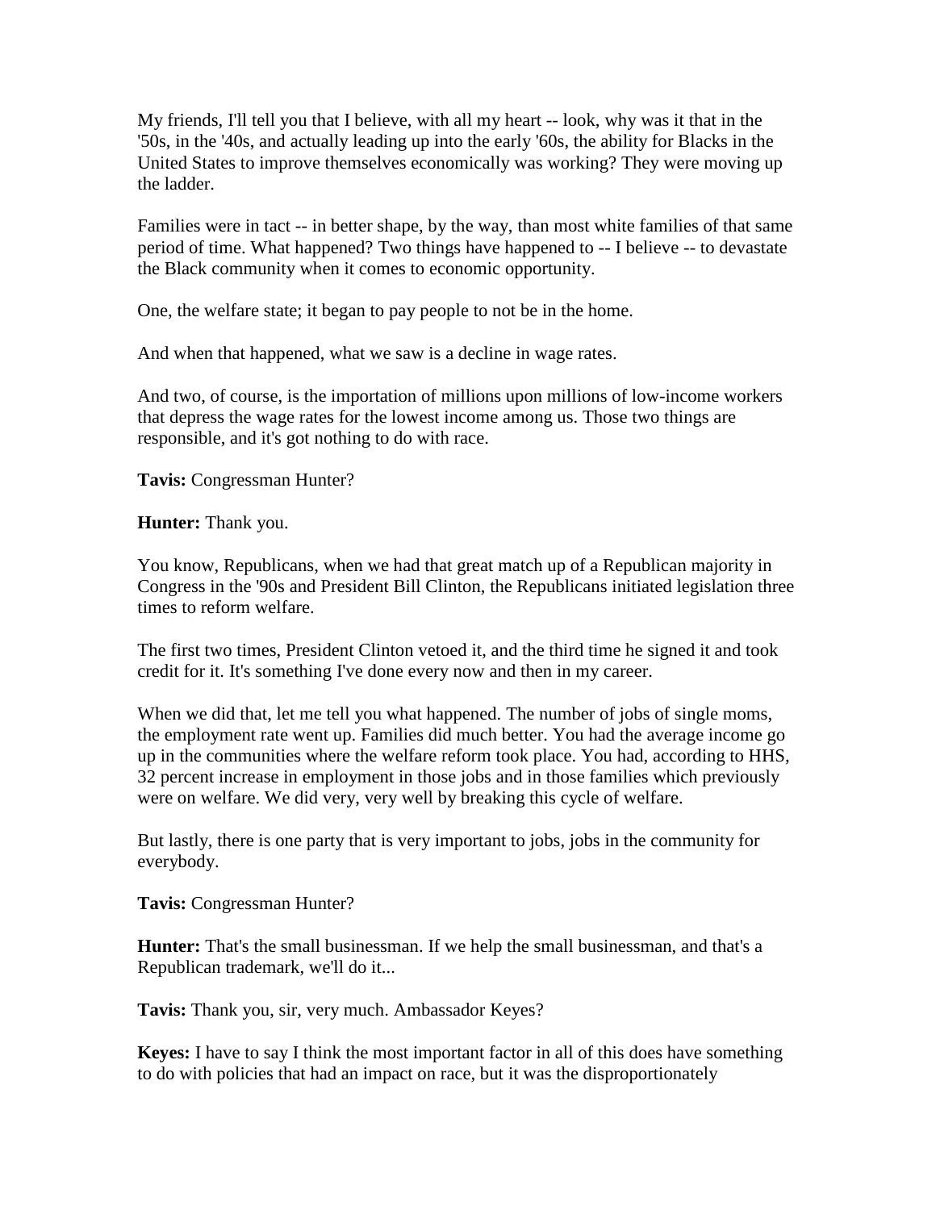My friends, I'll tell you that I believe, with all my heart -- look, why was it that in the '50s, in the '40s, and actually leading up into the early '60s, the ability for Blacks in the United States to improve themselves economically was working? They were moving up the ladder.

Families were in tact -- in better shape, by the way, than most white families of that same period of time. What happened? Two things have happened to -- I believe -- to devastate the Black community when it comes to economic opportunity.

One, the welfare state; it began to pay people to not be in the home.

And when that happened, what we saw is a decline in wage rates.

And two, of course, is the importation of millions upon millions of low-income workers that depress the wage rates for the lowest income among us. Those two things are responsible, and it's got nothing to do with race.

**Tavis:** Congressman Hunter?

**Hunter:** Thank you.

You know, Republicans, when we had that great match up of a Republican majority in Congress in the '90s and President Bill Clinton, the Republicans initiated legislation three times to reform welfare.

The first two times, President Clinton vetoed it, and the third time he signed it and took credit for it. It's something I've done every now and then in my career.

When we did that, let me tell you what happened. The number of jobs of single moms, the employment rate went up. Families did much better. You had the average income go up in the communities where the welfare reform took place. You had, according to HHS, 32 percent increase in employment in those jobs and in those families which previously were on welfare. We did very, very well by breaking this cycle of welfare.

But lastly, there is one party that is very important to jobs, jobs in the community for everybody.

**Tavis:** Congressman Hunter?

**Hunter:** That's the small businessman. If we help the small businessman, and that's a Republican trademark, we'll do it...

**Tavis:** Thank you, sir, very much. Ambassador Keyes?

**Keyes:** I have to say I think the most important factor in all of this does have something to do with policies that had an impact on race, but it was the disproportionately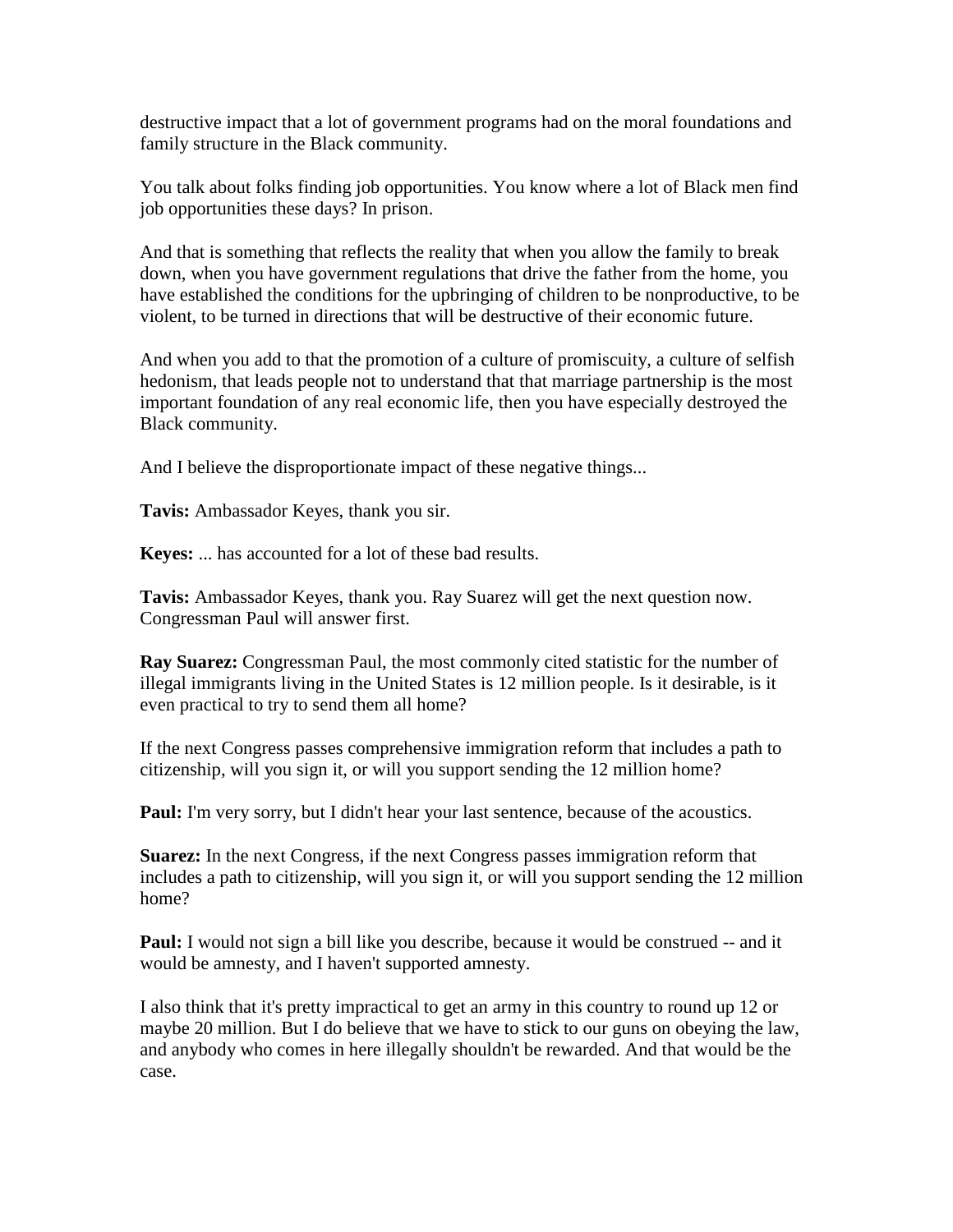destructive impact that a lot of government programs had on the moral foundations and family structure in the Black community.

You talk about folks finding job opportunities. You know where a lot of Black men find job opportunities these days? In prison.

And that is something that reflects the reality that when you allow the family to break down, when you have government regulations that drive the father from the home, you have established the conditions for the upbringing of children to be nonproductive, to be violent, to be turned in directions that will be destructive of their economic future.

And when you add to that the promotion of a culture of promiscuity, a culture of selfish hedonism, that leads people not to understand that that marriage partnership is the most important foundation of any real economic life, then you have especially destroyed the Black community.

And I believe the disproportionate impact of these negative things...

**Tavis:** Ambassador Keyes, thank you sir.

**Keyes:** ... has accounted for a lot of these bad results.

**Tavis:** Ambassador Keyes, thank you. Ray Suarez will get the next question now. Congressman Paul will answer first.

**Ray Suarez:** Congressman Paul, the most commonly cited statistic for the number of illegal immigrants living in the United States is 12 million people. Is it desirable, is it even practical to try to send them all home?

If the next Congress passes comprehensive immigration reform that includes a path to citizenship, will you sign it, or will you support sending the 12 million home?

**Paul:** I'm very sorry, but I didn't hear your last sentence, because of the acoustics.

**Suarez:** In the next Congress, if the next Congress passes immigration reform that includes a path to citizenship, will you sign it, or will you support sending the 12 million home?

**Paul:** I would not sign a bill like you describe, because it would be construed -- and it would be amnesty, and I haven't supported amnesty.

I also think that it's pretty impractical to get an army in this country to round up 12 or maybe 20 million. But I do believe that we have to stick to our guns on obeying the law, and anybody who comes in here illegally shouldn't be rewarded. And that would be the case.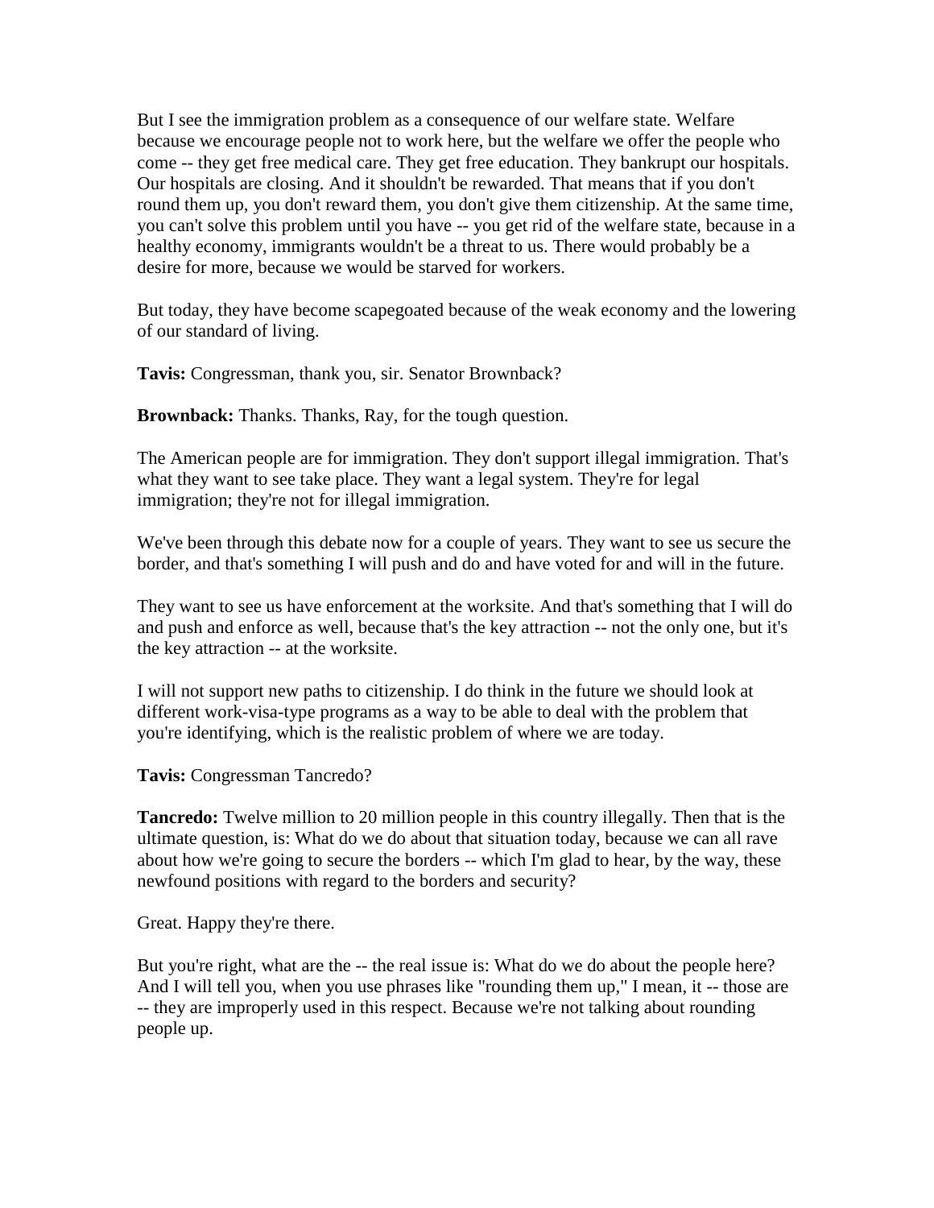But I see the immigration problem as a consequence of our welfare state. Welfare because we encourage people not to work here, but the welfare we offer the people who come -- they get free medical care. They get free education. They bankrupt our hospitals. Our hospitals are closing. And it shouldn't be rewarded. That means that if you don't round them up, you don't reward them, you don't give them citizenship. At the same time, you can't solve this problem until you have -- you get rid of the welfare state, because in a healthy economy, immigrants wouldn't be a threat to us. There would probably be a desire for more, because we would be starved for workers.

But today, they have become scapegoated because of the weak economy and the lowering of our standard of living.

**Tavis:** Congressman, thank you, sir. Senator Brownback?

**Brownback:** Thanks. Thanks, Ray, for the tough question.

The American people are for immigration. They don't support illegal immigration. That's what they want to see take place. They want a legal system. They're for legal immigration; they're not for illegal immigration.

We've been through this debate now for a couple of years. They want to see us secure the border, and that's something I will push and do and have voted for and will in the future.

They want to see us have enforcement at the worksite. And that's something that I will do and push and enforce as well, because that's the key attraction -- not the only one, but it's the key attraction -- at the worksite.

I will not support new paths to citizenship. I do think in the future we should look at different work-visa-type programs as a way to be able to deal with the problem that you're identifying, which is the realistic problem of where we are today.

**Tavis:** Congressman Tancredo?

**Tancredo:** Twelve million to 20 million people in this country illegally. Then that is the ultimate question, is: What do we do about that situation today, because we can all rave about how we're going to secure the borders -- which I'm glad to hear, by the way, these newfound positions with regard to the borders and security?

Great. Happy they're there.

But you're right, what are the -- the real issue is: What do we do about the people here? And I will tell you, when you use phrases like "rounding them up," I mean, it -- those are -- they are improperly used in this respect. Because we're not talking about rounding people up.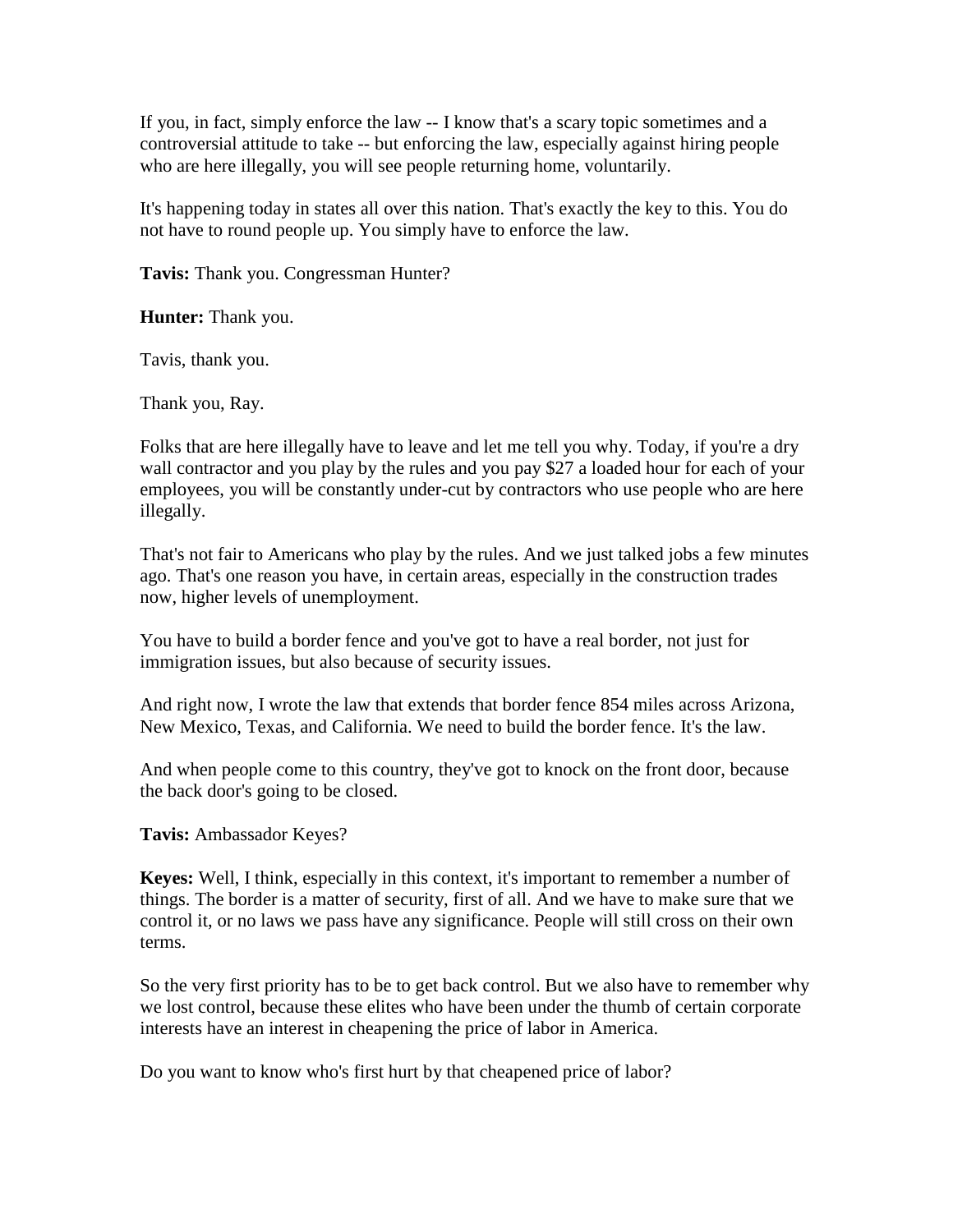If you, in fact, simply enforce the law -- I know that's a scary topic sometimes and a controversial attitude to take -- but enforcing the law, especially against hiring people who are here illegally, you will see people returning home, voluntarily.

It's happening today in states all over this nation. That's exactly the key to this. You do not have to round people up. You simply have to enforce the law.

**Tavis:** Thank you. Congressman Hunter?

**Hunter:** Thank you.

Tavis, thank you.

Thank you, Ray.

Folks that are here illegally have to leave and let me tell you why. Today, if you're a dry wall contractor and you play by the rules and you pay $27 a loaded hour for each of your employees, you will be constantly under-cut by contractors who use people who are here illegally.

That's not fair to Americans who play by the rules. And we just talked jobs a few minutes ago. That's one reason you have, in certain areas, especially in the construction trades now, higher levels of unemployment.

You have to build a border fence and you've got to have a real border, not just for immigration issues, but also because of security issues.

And right now, I wrote the law that extends that border fence 854 miles across Arizona, New Mexico, Texas, and California. We need to build the border fence. It's the law.

And when people come to this country, they've got to knock on the front door, because the back door's going to be closed.

**Tavis:** Ambassador Keyes?

**Keyes:** Well, I think, especially in this context, it's important to remember a number of things. The border is a matter of security, first of all. And we have to make sure that we control it, or no laws we pass have any significance. People will still cross on their own terms.

So the very first priority has to be to get back control. But we also have to remember why we lost control, because these elites who have been under the thumb of certain corporate interests have an interest in cheapening the price of labor in America.

Do you want to know who's first hurt by that cheapened price of labor?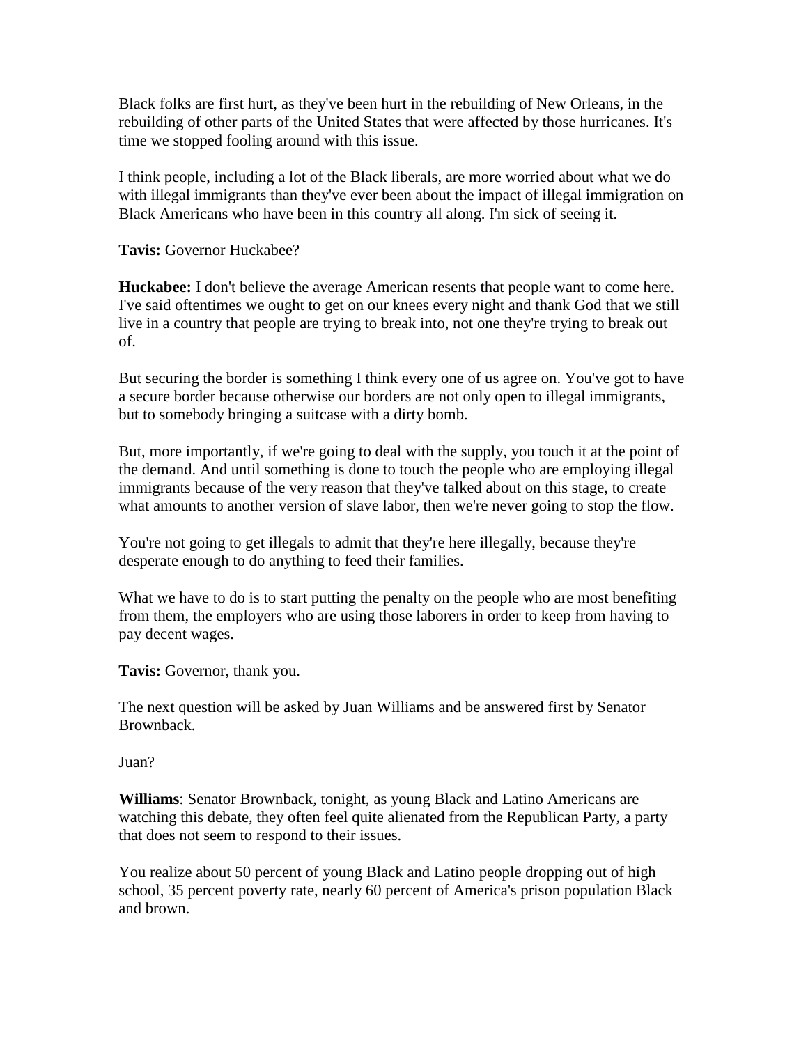Black folks are first hurt, as they've been hurt in the rebuilding of New Orleans, in the rebuilding of other parts of the United States that were affected by those hurricanes. It's time we stopped fooling around with this issue.

I think people, including a lot of the Black liberals, are more worried about what we do with illegal immigrants than they've ever been about the impact of illegal immigration on Black Americans who have been in this country all along. I'm sick of seeing it.

**Tavis:** Governor Huckabee?

**Huckabee:** I don't believe the average American resents that people want to come here. I've said oftentimes we ought to get on our knees every night and thank God that we still live in a country that people are trying to break into, not one they're trying to break out of.

But securing the border is something I think every one of us agree on. You've got to have a secure border because otherwise our borders are not only open to illegal immigrants, but to somebody bringing a suitcase with a dirty bomb.

But, more importantly, if we're going to deal with the supply, you touch it at the point of the demand. And until something is done to touch the people who are employing illegal immigrants because of the very reason that they've talked about on this stage, to create what amounts to another version of slave labor, then we're never going to stop the flow.

You're not going to get illegals to admit that they're here illegally, because they're desperate enough to do anything to feed their families.

What we have to do is to start putting the penalty on the people who are most benefiting from them, the employers who are using those laborers in order to keep from having to pay decent wages.

**Tavis:** Governor, thank you.

The next question will be asked by Juan Williams and be answered first by Senator Brownback.

Juan?

**Williams**: Senator Brownback, tonight, as young Black and Latino Americans are watching this debate, they often feel quite alienated from the Republican Party, a party that does not seem to respond to their issues.

You realize about 50 percent of young Black and Latino people dropping out of high school, 35 percent poverty rate, nearly 60 percent of America's prison population Black and brown.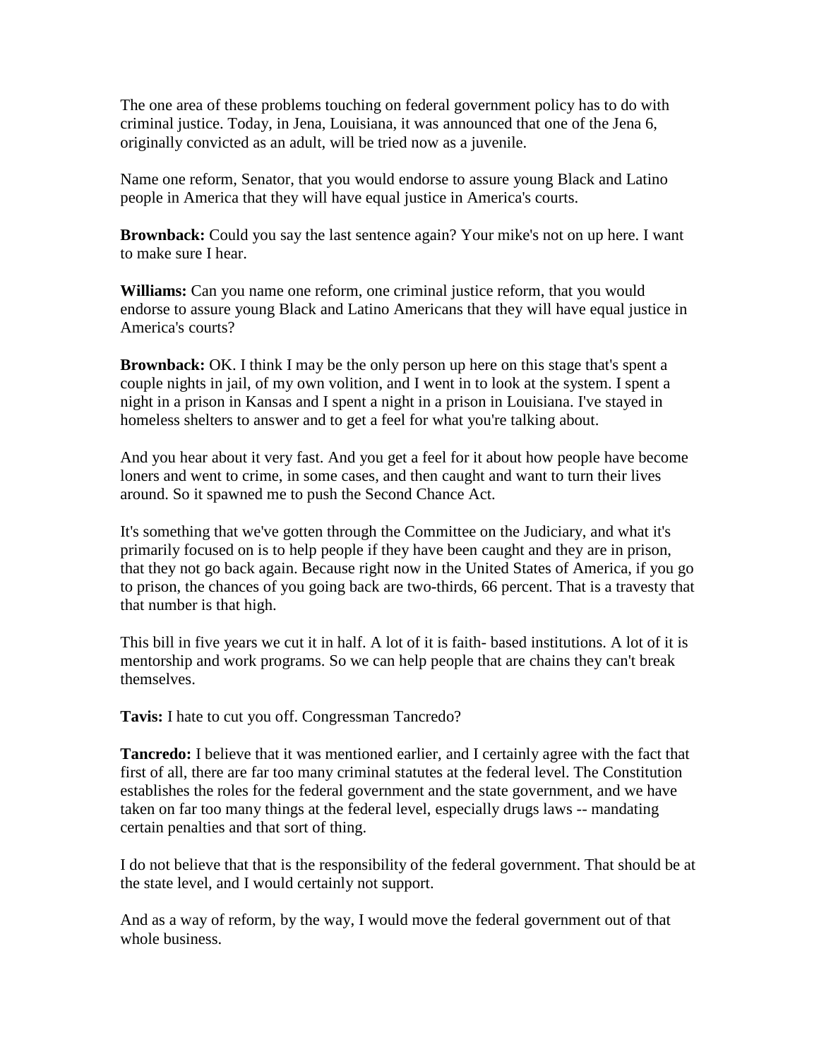The one area of these problems touching on federal government policy has to do with criminal justice. Today, in Jena, Louisiana, it was announced that one of the Jena 6, originally convicted as an adult, will be tried now as a juvenile.

Name one reform, Senator, that you would endorse to assure young Black and Latino people in America that they will have equal justice in America's courts.

**Brownback:** Could you say the last sentence again? Your mike's not on up here. I want to make sure I hear.

**Williams:** Can you name one reform, one criminal justice reform, that you would endorse to assure young Black and Latino Americans that they will have equal justice in America's courts?

**Brownback:** OK. I think I may be the only person up here on this stage that's spent a couple nights in jail, of my own volition, and I went in to look at the system. I spent a night in a prison in Kansas and I spent a night in a prison in Louisiana. I've stayed in homeless shelters to answer and to get a feel for what you're talking about.

And you hear about it very fast. And you get a feel for it about how people have become loners and went to crime, in some cases, and then caught and want to turn their lives around. So it spawned me to push the Second Chance Act.

It's something that we've gotten through the Committee on the Judiciary, and what it's primarily focused on is to help people if they have been caught and they are in prison, that they not go back again. Because right now in the United States of America, if you go to prison, the chances of you going back are two-thirds, 66 percent. That is a travesty that that number is that high.

This bill in five years we cut it in half. A lot of it is faith- based institutions. A lot of it is mentorship and work programs. So we can help people that are chains they can't break themselves.

**Tavis:** I hate to cut you off. Congressman Tancredo?

**Tancredo:** I believe that it was mentioned earlier, and I certainly agree with the fact that first of all, there are far too many criminal statutes at the federal level. The Constitution establishes the roles for the federal government and the state government, and we have taken on far too many things at the federal level, especially drugs laws -- mandating certain penalties and that sort of thing.

I do not believe that that is the responsibility of the federal government. That should be at the state level, and I would certainly not support.

And as a way of reform, by the way, I would move the federal government out of that whole business.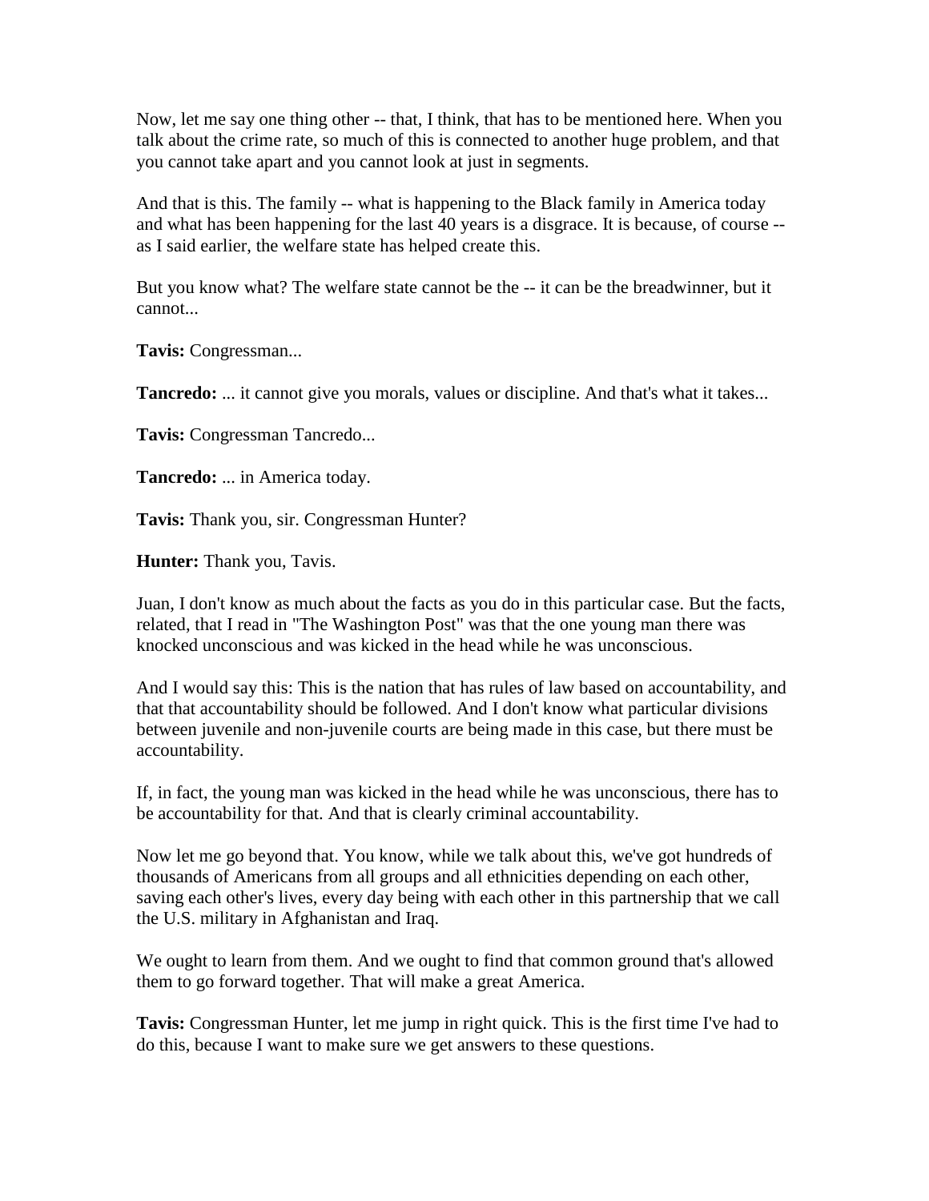Now, let me say one thing other -- that, I think, that has to be mentioned here. When you talk about the crime rate, so much of this is connected to another huge problem, and that you cannot take apart and you cannot look at just in segments.

And that is this. The family -- what is happening to the Black family in America today and what has been happening for the last 40 years is a disgrace. It is because, of course -- as I said earlier, the welfare state has helped create this.

But you know what? The welfare state cannot be the -- it can be the breadwinner, but it cannot...

**Tavis:** Congressman...

**Tancredo:** ... it cannot give you morals, values or discipline. And that's what it takes...

**Tavis:** Congressman Tancredo...

**Tancredo:** ... in America today.

**Tavis:** Thank you, sir. Congressman Hunter?

**Hunter:** Thank you, Tavis.

Juan, I don't know as much about the facts as you do in this particular case. But the facts, related, that I read in "The Washington Post" was that the one young man there was knocked unconscious and was kicked in the head while he was unconscious.

And I would say this: This is the nation that has rules of law based on accountability, and that that accountability should be followed. And I don't know what particular divisions between juvenile and non-juvenile courts are being made in this case, but there must be accountability.

If, in fact, the young man was kicked in the head while he was unconscious, there has to be accountability for that. And that is clearly criminal accountability.

Now let me go beyond that. You know, while we talk about this, we've got hundreds of thousands of Americans from all groups and all ethnicities depending on each other, saving each other's lives, every day being with each other in this partnership that we call the U.S. military in Afghanistan and Iraq.

We ought to learn from them. And we ought to find that common ground that's allowed them to go forward together. That will make a great America.

**Tavis:** Congressman Hunter, let me jump in right quick. This is the first time I've had to do this, because I want to make sure we get answers to these questions.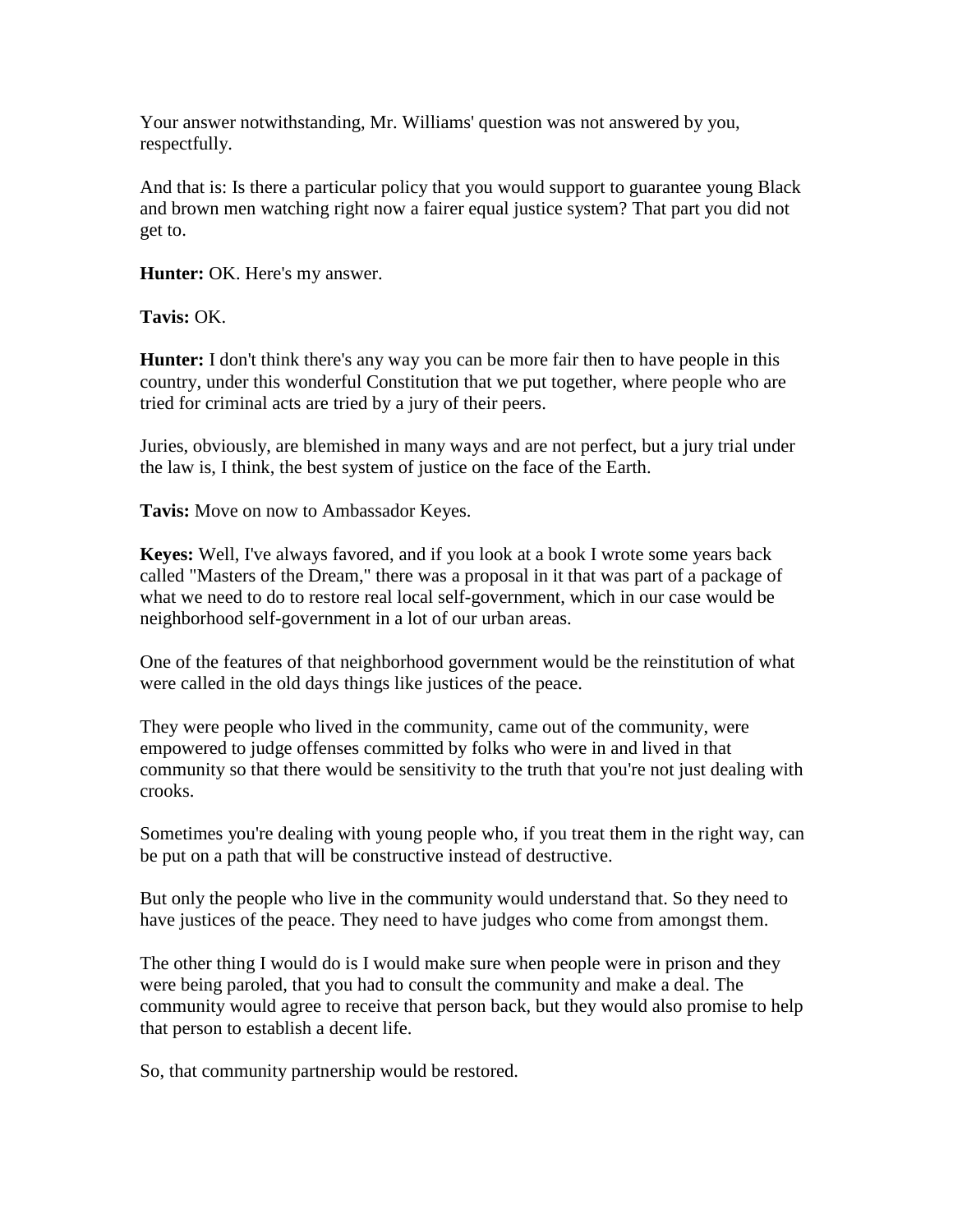Your answer notwithstanding, Mr. Williams' question was not answered by you, respectfully.

And that is: Is there a particular policy that you would support to guarantee young Black and brown men watching right now a fairer equal justice system? That part you did not get to.

**Hunter:** OK. Here's my answer.

**Tavis:** OK.

**Hunter:** I don't think there's any way you can be more fair then to have people in this country, under this wonderful Constitution that we put together, where people who are tried for criminal acts are tried by a jury of their peers.

Juries, obviously, are blemished in many ways and are not perfect, but a jury trial under the law is, I think, the best system of justice on the face of the Earth.

**Tavis:** Move on now to Ambassador Keyes.

**Keyes:** Well, I've always favored, and if you look at a book I wrote some years back called "Masters of the Dream," there was a proposal in it that was part of a package of what we need to do to restore real local self-government, which in our case would be neighborhood self-government in a lot of our urban areas.

One of the features of that neighborhood government would be the reinstitution of what were called in the old days things like justices of the peace.

They were people who lived in the community, came out of the community, were empowered to judge offenses committed by folks who were in and lived in that community so that there would be sensitivity to the truth that you're not just dealing with crooks.

Sometimes you're dealing with young people who, if you treat them in the right way, can be put on a path that will be constructive instead of destructive.

But only the people who live in the community would understand that. So they need to have justices of the peace. They need to have judges who come from amongst them.

The other thing I would do is I would make sure when people were in prison and they were being paroled, that you had to consult the community and make a deal. The community would agree to receive that person back, but they would also promise to help that person to establish a decent life.

So, that community partnership would be restored.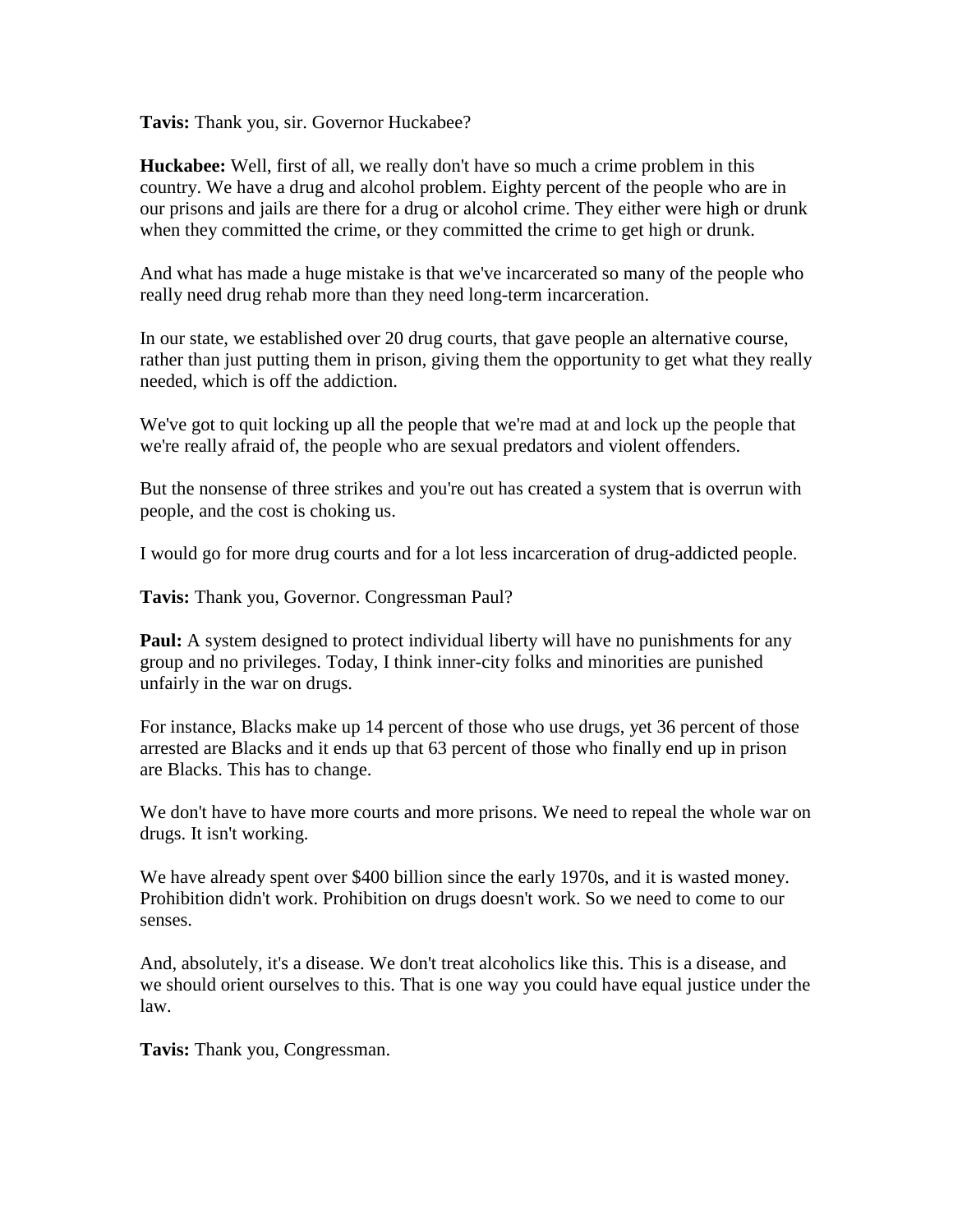**Tavis:** Thank you, sir. Governor Huckabee?

**Huckabee:** Well, first of all, we really don't have so much a crime problem in this country. We have a drug and alcohol problem. Eighty percent of the people who are in our prisons and jails are there for a drug or alcohol crime. They either were high or drunk when they committed the crime, or they committed the crime to get high or drunk.

And what has made a huge mistake is that we've incarcerated so many of the people who really need drug rehab more than they need long-term incarceration.

In our state, we established over 20 drug courts, that gave people an alternative course, rather than just putting them in prison, giving them the opportunity to get what they really needed, which is off the addiction.

We've got to quit locking up all the people that we're mad at and lock up the people that we're really afraid of, the people who are sexual predators and violent offenders.

But the nonsense of three strikes and you're out has created a system that is overrun with people, and the cost is choking us.

I would go for more drug courts and for a lot less incarceration of drug-addicted people.

**Tavis:** Thank you, Governor. Congressman Paul?

**Paul:** A system designed to protect individual liberty will have no punishments for any group and no privileges. Today, I think inner-city folks and minorities are punished unfairly in the war on drugs.

For instance, Blacks make up 14 percent of those who use drugs, yet 36 percent of those arrested are Blacks and it ends up that 63 percent of those who finally end up in prison are Blacks. This has to change.

We don't have to have more courts and more prisons. We need to repeal the whole war on drugs. It isn't working.

We have already spent over $400 billion since the early 1970s, and it is wasted money. Prohibition didn't work. Prohibition on drugs doesn't work. So we need to come to our senses.

And, absolutely, it's a disease. We don't treat alcoholics like this. This is a disease, and we should orient ourselves to this. That is one way you could have equal justice under the law.

**Tavis:** Thank you, Congressman.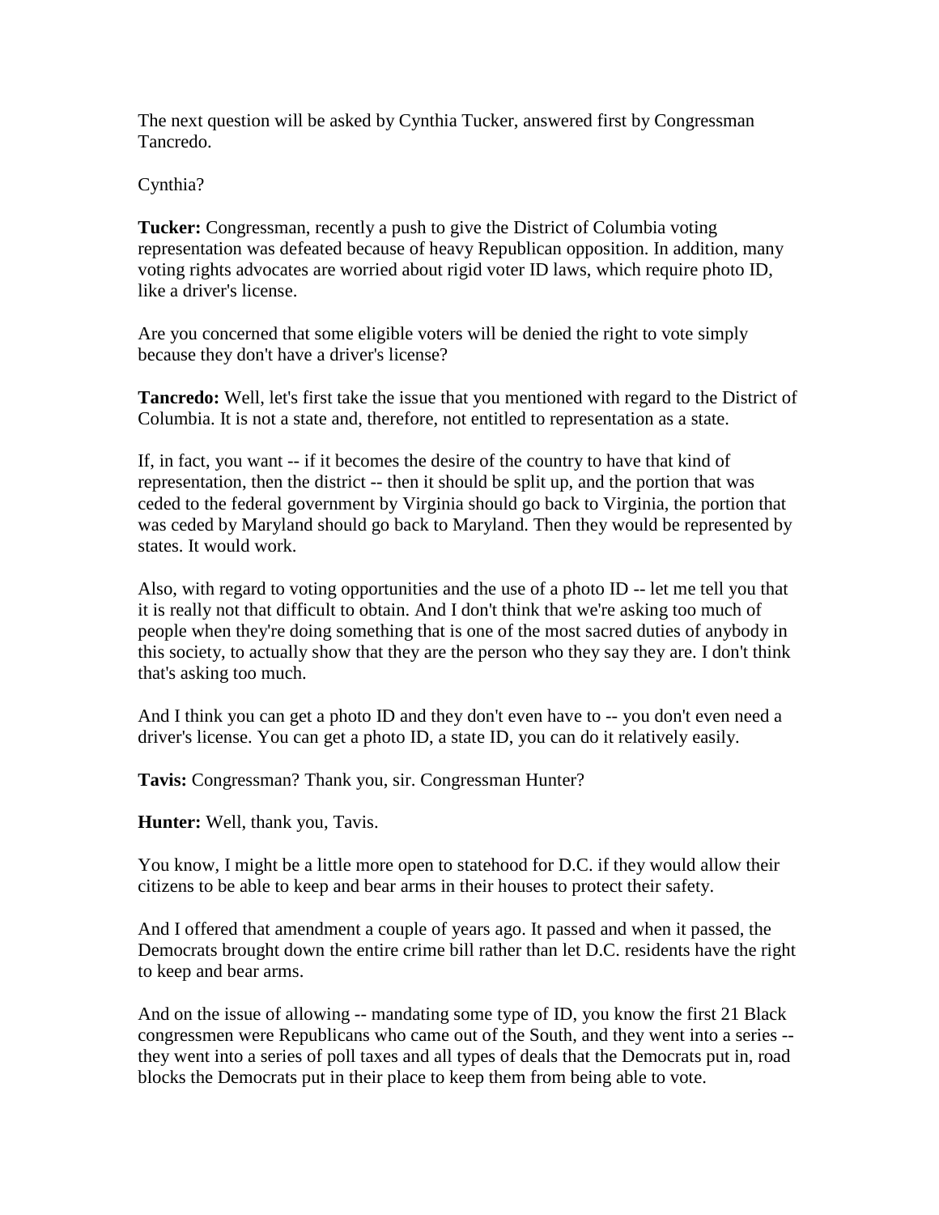The next question will be asked by Cynthia Tucker, answered first by Congressman Tancredo.

Cynthia?

**Tucker:** Congressman, recently a push to give the District of Columbia voting representation was defeated because of heavy Republican opposition. In addition, many voting rights advocates are worried about rigid voter ID laws, which require photo ID, like a driver's license.

Are you concerned that some eligible voters will be denied the right to vote simply because they don't have a driver's license?

**Tancredo:** Well, let's first take the issue that you mentioned with regard to the District of Columbia. It is not a state and, therefore, not entitled to representation as a state.

If, in fact, you want -- if it becomes the desire of the country to have that kind of representation, then the district -- then it should be split up, and the portion that was ceded to the federal government by Virginia should go back to Virginia, the portion that was ceded by Maryland should go back to Maryland. Then they would be represented by states. It would work.

Also, with regard to voting opportunities and the use of a photo ID -- let me tell you that it is really not that difficult to obtain. And I don't think that we're asking too much of people when they're doing something that is one of the most sacred duties of anybody in this society, to actually show that they are the person who they say they are. I don't think that's asking too much.

And I think you can get a photo ID and they don't even have to -- you don't even need a driver's license. You can get a photo ID, a state ID, you can do it relatively easily.

**Tavis:** Congressman? Thank you, sir. Congressman Hunter?

**Hunter:** Well, thank you, Tavis.

You know, I might be a little more open to statehood for D.C. if they would allow their citizens to be able to keep and bear arms in their houses to protect their safety.

And I offered that amendment a couple of years ago. It passed and when it passed, the Democrats brought down the entire crime bill rather than let D.C. residents have the right to keep and bear arms.

And on the issue of allowing -- mandating some type of ID, you know the first 21 Black congressmen were Republicans who came out of the South, and they went into a series -- they went into a series of poll taxes and all types of deals that the Democrats put in, road blocks the Democrats put in their place to keep them from being able to vote.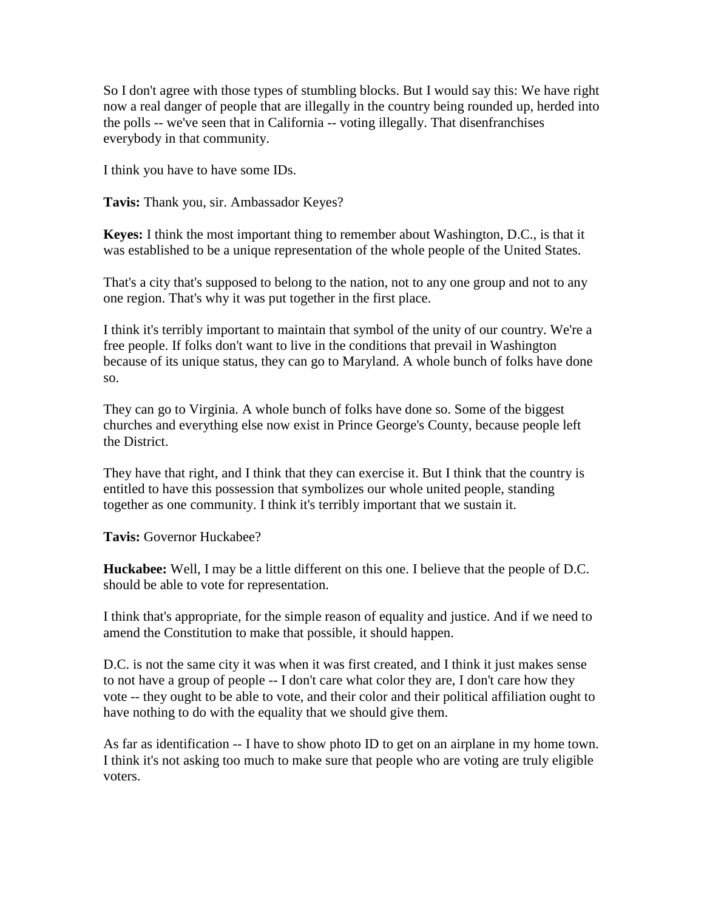So I don't agree with those types of stumbling blocks. But I would say this: We have right now a real danger of people that are illegally in the country being rounded up, herded into the polls -- we've seen that in California -- voting illegally. That disenfranchises everybody in that community.

I think you have to have some IDs.

**Tavis:** Thank you, sir. Ambassador Keyes?

**Keyes:** I think the most important thing to remember about Washington, D.C., is that it was established to be a unique representation of the whole people of the United States.

That's a city that's supposed to belong to the nation, not to any one group and not to any one region. That's why it was put together in the first place.

I think it's terribly important to maintain that symbol of the unity of our country. We're a free people. If folks don't want to live in the conditions that prevail in Washington because of its unique status, they can go to Maryland. A whole bunch of folks have done so.

They can go to Virginia. A whole bunch of folks have done so. Some of the biggest churches and everything else now exist in Prince George's County, because people left the District.

They have that right, and I think that they can exercise it. But I think that the country is entitled to have this possession that symbolizes our whole united people, standing together as one community. I think it's terribly important that we sustain it.

**Tavis:** Governor Huckabee?

**Huckabee:** Well, I may be a little different on this one. I believe that the people of D.C. should be able to vote for representation.

I think that's appropriate, for the simple reason of equality and justice. And if we need to amend the Constitution to make that possible, it should happen.

D.C. is not the same city it was when it was first created, and I think it just makes sense to not have a group of people -- I don't care what color they are, I don't care how they vote -- they ought to be able to vote, and their color and their political affiliation ought to have nothing to do with the equality that we should give them.

As far as identification -- I have to show photo ID to get on an airplane in my home town. I think it's not asking too much to make sure that people who are voting are truly eligible voters.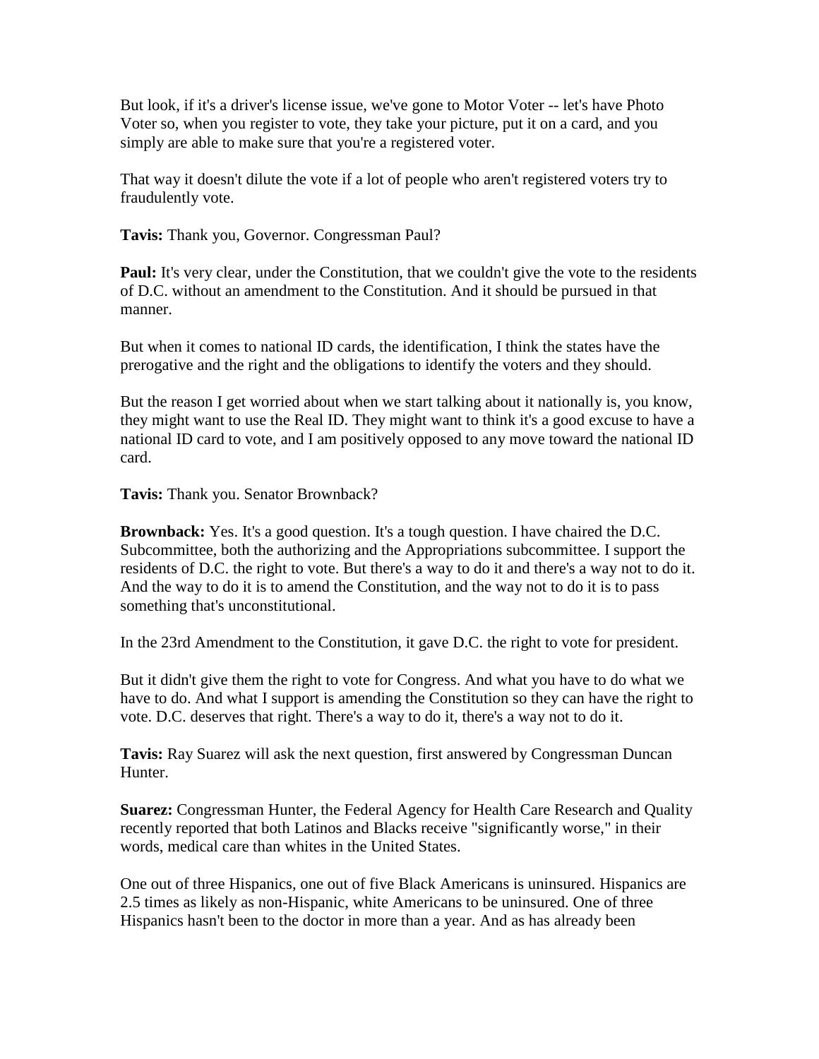But look, if it's a driver's license issue, we've gone to Motor Voter -- let's have Photo Voter so, when you register to vote, they take your picture, put it on a card, and you simply are able to make sure that you're a registered voter.

That way it doesn't dilute the vote if a lot of people who aren't registered voters try to fraudulently vote.

**Tavis:** Thank you, Governor. Congressman Paul?

**Paul:** It's very clear, under the Constitution, that we couldn't give the vote to the residents of D.C. without an amendment to the Constitution. And it should be pursued in that manner.

But when it comes to national ID cards, the identification, I think the states have the prerogative and the right and the obligations to identify the voters and they should.

But the reason I get worried about when we start talking about it nationally is, you know, they might want to use the Real ID. They might want to think it's a good excuse to have a national ID card to vote, and I am positively opposed to any move toward the national ID card.

**Tavis:** Thank you. Senator Brownback?

**Brownback:** Yes. It's a good question. It's a tough question. I have chaired the D.C. Subcommittee, both the authorizing and the Appropriations subcommittee. I support the residents of D.C. the right to vote. But there's a way to do it and there's a way not to do it. And the way to do it is to amend the Constitution, and the way not to do it is to pass something that's unconstitutional.

In the 23rd Amendment to the Constitution, it gave D.C. the right to vote for president.

But it didn't give them the right to vote for Congress. And what you have to do what we have to do. And what I support is amending the Constitution so they can have the right to vote. D.C. deserves that right. There's a way to do it, there's a way not to do it.

**Tavis:** Ray Suarez will ask the next question, first answered by Congressman Duncan Hunter.

**Suarez:** Congressman Hunter, the Federal Agency for Health Care Research and Quality recently reported that both Latinos and Blacks receive "significantly worse," in their words, medical care than whites in the United States.

One out of three Hispanics, one out of five Black Americans is uninsured. Hispanics are 2.5 times as likely as non-Hispanic, white Americans to be uninsured. One of three Hispanics hasn't been to the doctor in more than a year. And as has already been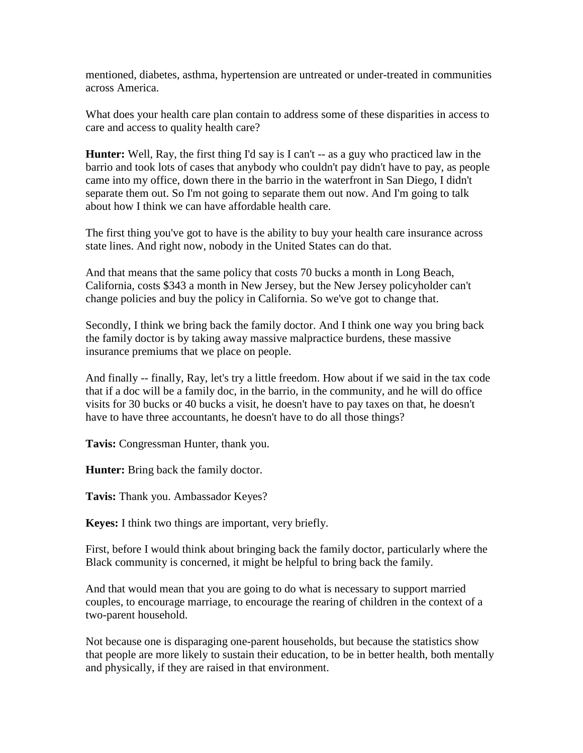mentioned, diabetes, asthma, hypertension are untreated or under-treated in communities across America.

What does your health care plan contain to address some of these disparities in access to care and access to quality health care?

**Hunter:** Well, Ray, the first thing I'd say is I can't -- as a guy who practiced law in the barrio and took lots of cases that anybody who couldn't pay didn't have to pay, as people came into my office, down there in the barrio in the waterfront in San Diego, I didn't separate them out. So I'm not going to separate them out now. And I'm going to talk about how I think we can have affordable health care.

The first thing you've got to have is the ability to buy your health care insurance across state lines. And right now, nobody in the United States can do that.

And that means that the same policy that costs 70 bucks a month in Long Beach, California, costs $343 a month in New Jersey, but the New Jersey policyholder can't change policies and buy the policy in California. So we've got to change that.

Secondly, I think we bring back the family doctor. And I think one way you bring back the family doctor is by taking away massive malpractice burdens, these massive insurance premiums that we place on people.

And finally -- finally, Ray, let's try a little freedom. How about if we said in the tax code that if a doc will be a family doc, in the barrio, in the community, and he will do office visits for 30 bucks or 40 bucks a visit, he doesn't have to pay taxes on that, he doesn't have to have three accountants, he doesn't have to do all those things?

**Tavis:** Congressman Hunter, thank you.

**Hunter:** Bring back the family doctor.

**Tavis:** Thank you. Ambassador Keyes?

**Keyes:** I think two things are important, very briefly.

First, before I would think about bringing back the family doctor, particularly where the Black community is concerned, it might be helpful to bring back the family.

And that would mean that you are going to do what is necessary to support married couples, to encourage marriage, to encourage the rearing of children in the context of a two-parent household.

Not because one is disparaging one-parent households, but because the statistics show that people are more likely to sustain their education, to be in better health, both mentally and physically, if they are raised in that environment.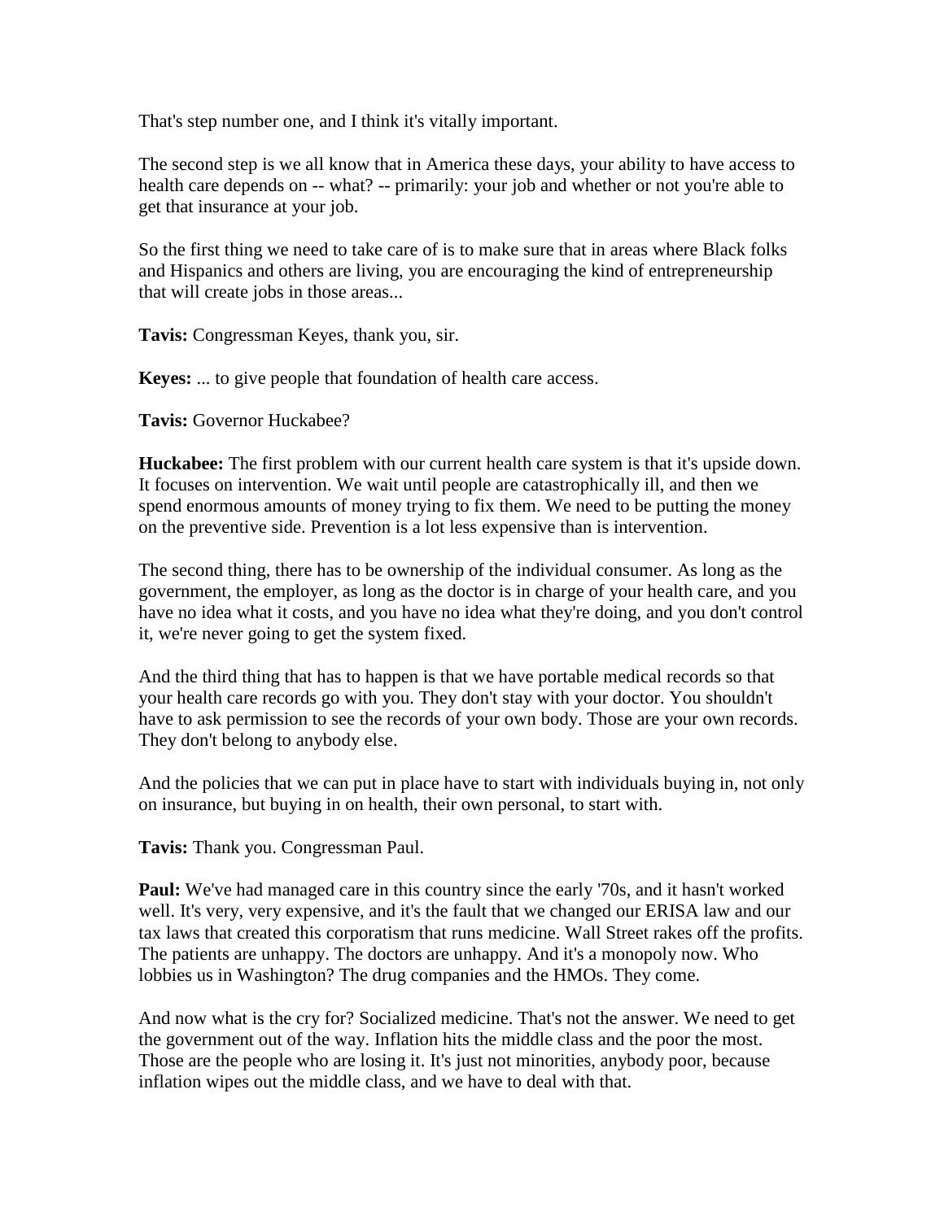That's step number one, and I think it's vitally important.

The second step is we all know that in America these days, your ability to have access to health care depends on -- what? -- primarily: your job and whether or not you're able to get that insurance at your job.

So the first thing we need to take care of is to make sure that in areas where Black folks and Hispanics and others are living, you are encouraging the kind of entrepreneurship that will create jobs in those areas...

**Tavis:** Congressman Keyes, thank you, sir.

**Keyes:** ... to give people that foundation of health care access.

**Tavis:** Governor Huckabee?

**Huckabee:** The first problem with our current health care system is that it's upside down. It focuses on intervention. We wait until people are catastrophically ill, and then we spend enormous amounts of money trying to fix them. We need to be putting the money on the preventive side. Prevention is a lot less expensive than is intervention.

The second thing, there has to be ownership of the individual consumer. As long as the government, the employer, as long as the doctor is in charge of your health care, and you have no idea what it costs, and you have no idea what they're doing, and you don't control it, we're never going to get the system fixed.

And the third thing that has to happen is that we have portable medical records so that your health care records go with you. They don't stay with your doctor. You shouldn't have to ask permission to see the records of your own body. Those are your own records. They don't belong to anybody else.

And the policies that we can put in place have to start with individuals buying in, not only on insurance, but buying in on health, their own personal, to start with.

**Tavis:** Thank you. Congressman Paul.

**Paul:** We've had managed care in this country since the early '70s, and it hasn't worked well. It's very, very expensive, and it's the fault that we changed our ERISA law and our tax laws that created this corporatism that runs medicine. Wall Street rakes off the profits. The patients are unhappy. The doctors are unhappy. And it's a monopoly now. Who lobbies us in Washington? The drug companies and the HMOs. They come.

And now what is the cry for? Socialized medicine. That's not the answer. We need to get the government out of the way. Inflation hits the middle class and the poor the most. Those are the people who are losing it. It's just not minorities, anybody poor, because inflation wipes out the middle class, and we have to deal with that.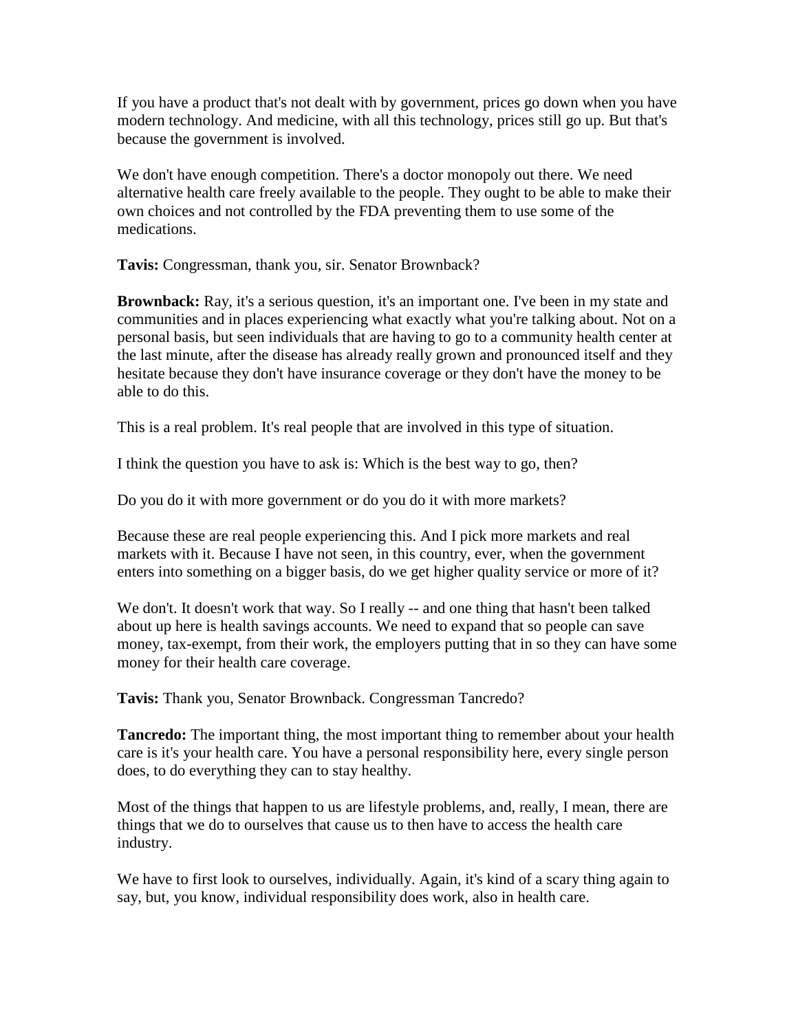If you have a product that's not dealt with by government, prices go down when you have modern technology. And medicine, with all this technology, prices still go up. But that's because the government is involved.

We don't have enough competition. There's a doctor monopoly out there. We need alternative health care freely available to the people. They ought to be able to make their own choices and not controlled by the FDA preventing them to use some of the medications.

**Tavis:** Congressman, thank you, sir. Senator Brownback?

**Brownback:** Ray, it's a serious question, it's an important one. I've been in my state and communities and in places experiencing what exactly what you're talking about. Not on a personal basis, but seen individuals that are having to go to a community health center at the last minute, after the disease has already really grown and pronounced itself and they hesitate because they don't have insurance coverage or they don't have the money to be able to do this.

This is a real problem. It's real people that are involved in this type of situation.

I think the question you have to ask is: Which is the best way to go, then?

Do you do it with more government or do you do it with more markets?

Because these are real people experiencing this. And I pick more markets and real markets with it. Because I have not seen, in this country, ever, when the government enters into something on a bigger basis, do we get higher quality service or more of it?

We don't. It doesn't work that way. So I really -- and one thing that hasn't been talked about up here is health savings accounts. We need to expand that so people can save money, tax-exempt, from their work, the employers putting that in so they can have some money for their health care coverage.

**Tavis:** Thank you, Senator Brownback. Congressman Tancredo?

**Tancredo:** The important thing, the most important thing to remember about your health care is it's your health care. You have a personal responsibility here, every single person does, to do everything they can to stay healthy.

Most of the things that happen to us are lifestyle problems, and, really, I mean, there are things that we do to ourselves that cause us to then have to access the health care industry.

We have to first look to ourselves, individually. Again, it's kind of a scary thing again to say, but, you know, individual responsibility does work, also in health care.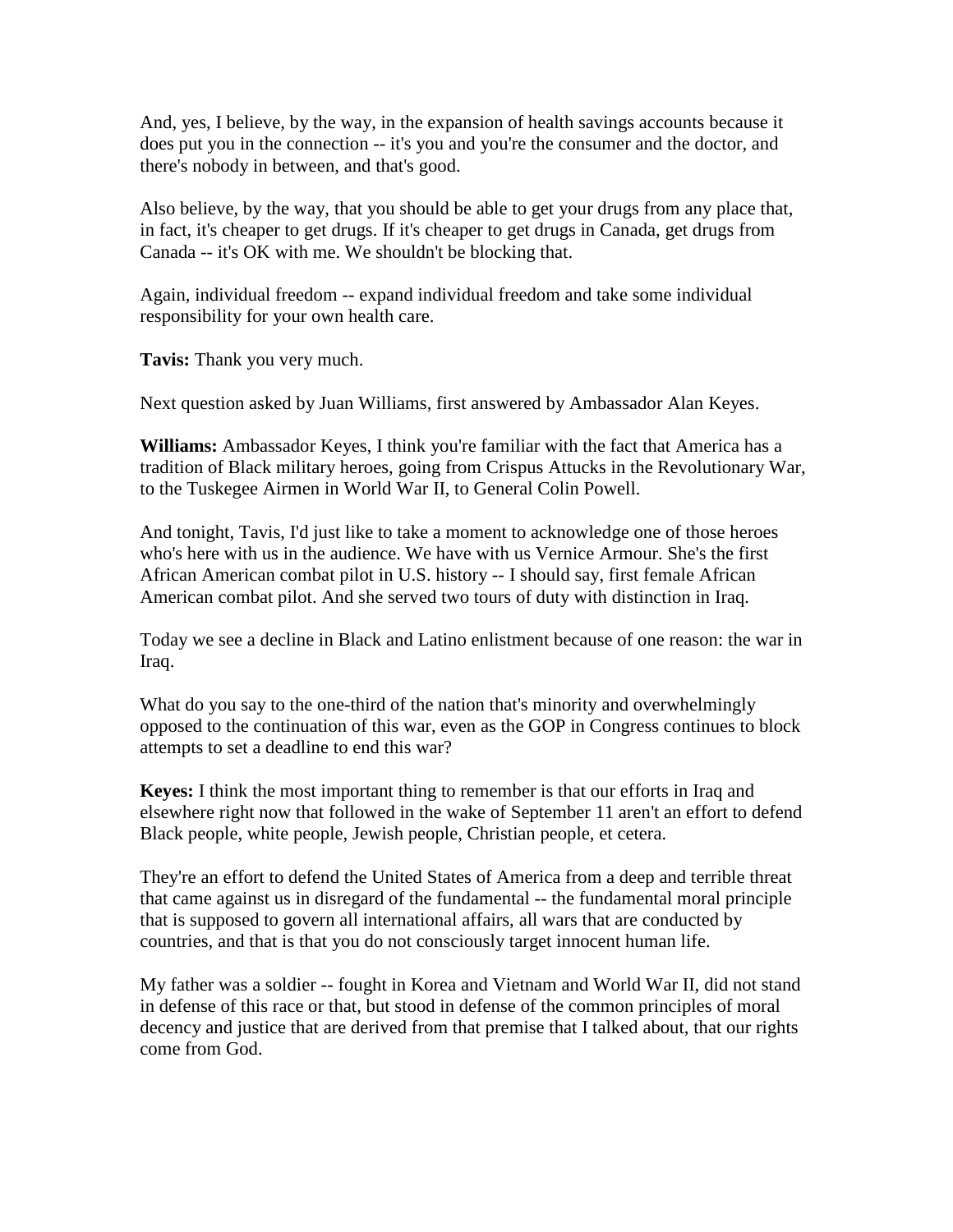And, yes, I believe, by the way, in the expansion of health savings accounts because it does put you in the connection -- it's you and you're the consumer and the doctor, and there's nobody in between, and that's good.

Also believe, by the way, that you should be able to get your drugs from any place that, in fact, it's cheaper to get drugs. If it's cheaper to get drugs in Canada, get drugs from Canada -- it's OK with me. We shouldn't be blocking that.

Again, individual freedom -- expand individual freedom and take some individual responsibility for your own health care.

**Tavis:** Thank you very much.

Next question asked by Juan Williams, first answered by Ambassador Alan Keyes.

**Williams:** Ambassador Keyes, I think you're familiar with the fact that America has a tradition of Black military heroes, going from Crispus Attucks in the Revolutionary War, to the Tuskegee Airmen in World War II, to General Colin Powell.

And tonight, Tavis, I'd just like to take a moment to acknowledge one of those heroes who's here with us in the audience. We have with us Vernice Armour. She's the first African American combat pilot in U.S. history -- I should say, first female African American combat pilot. And she served two tours of duty with distinction in Iraq.

Today we see a decline in Black and Latino enlistment because of one reason: the war in Iraq.

What do you say to the one-third of the nation that's minority and overwhelmingly opposed to the continuation of this war, even as the GOP in Congress continues to block attempts to set a deadline to end this war?

**Keyes:** I think the most important thing to remember is that our efforts in Iraq and elsewhere right now that followed in the wake of September 11 aren't an effort to defend Black people, white people, Jewish people, Christian people, et cetera.

They're an effort to defend the United States of America from a deep and terrible threat that came against us in disregard of the fundamental -- the fundamental moral principle that is supposed to govern all international affairs, all wars that are conducted by countries, and that is that you do not consciously target innocent human life.

My father was a soldier -- fought in Korea and Vietnam and World War II, did not stand in defense of this race or that, but stood in defense of the common principles of moral decency and justice that are derived from that premise that I talked about, that our rights come from God.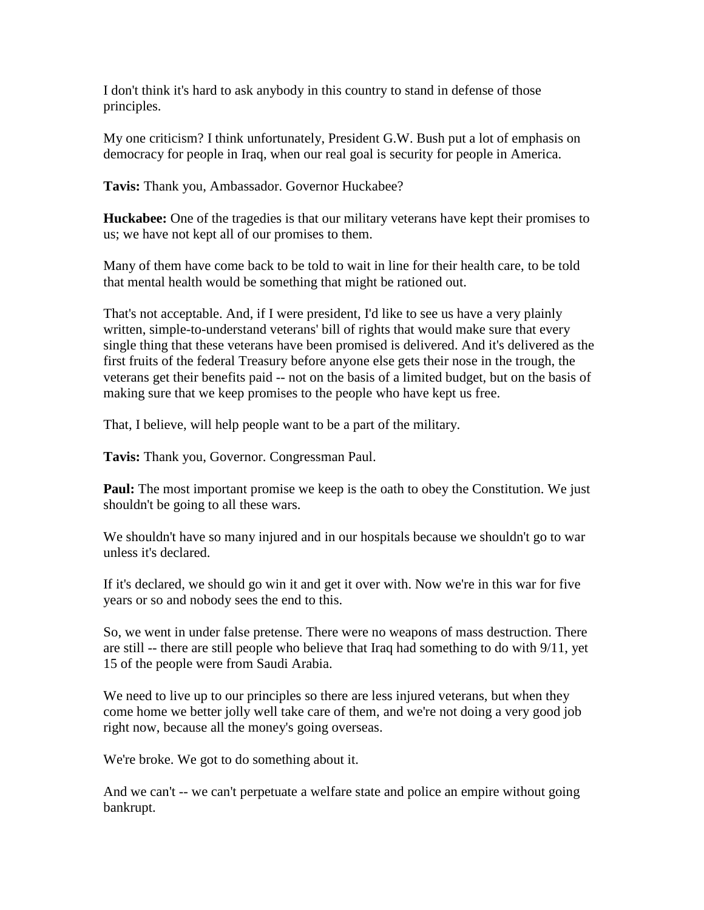I don't think it's hard to ask anybody in this country to stand in defense of those principles.

My one criticism? I think unfortunately, President G.W. Bush put a lot of emphasis on democracy for people in Iraq, when our real goal is security for people in America.

**Tavis:** Thank you, Ambassador. Governor Huckabee?

**Huckabee:** One of the tragedies is that our military veterans have kept their promises to us; we have not kept all of our promises to them.

Many of them have come back to be told to wait in line for their health care, to be told that mental health would be something that might be rationed out.

That's not acceptable. And, if I were president, I'd like to see us have a very plainly written, simple-to-understand veterans' bill of rights that would make sure that every single thing that these veterans have been promised is delivered. And it's delivered as the first fruits of the federal Treasury before anyone else gets their nose in the trough, the veterans get their benefits paid -- not on the basis of a limited budget, but on the basis of making sure that we keep promises to the people who have kept us free.

That, I believe, will help people want to be a part of the military.

**Tavis:** Thank you, Governor. Congressman Paul.

**Paul:** The most important promise we keep is the oath to obey the Constitution. We just shouldn't be going to all these wars.

We shouldn't have so many injured and in our hospitals because we shouldn't go to war unless it's declared.

If it's declared, we should go win it and get it over with. Now we're in this war for five years or so and nobody sees the end to this.

So, we went in under false pretense. There were no weapons of mass destruction. There are still -- there are still people who believe that Iraq had something to do with 9/11, yet 15 of the people were from Saudi Arabia.

We need to live up to our principles so there are less injured veterans, but when they come home we better jolly well take care of them, and we're not doing a very good job right now, because all the money's going overseas.

We're broke. We got to do something about it.

And we can't -- we can't perpetuate a welfare state and police an empire without going bankrupt.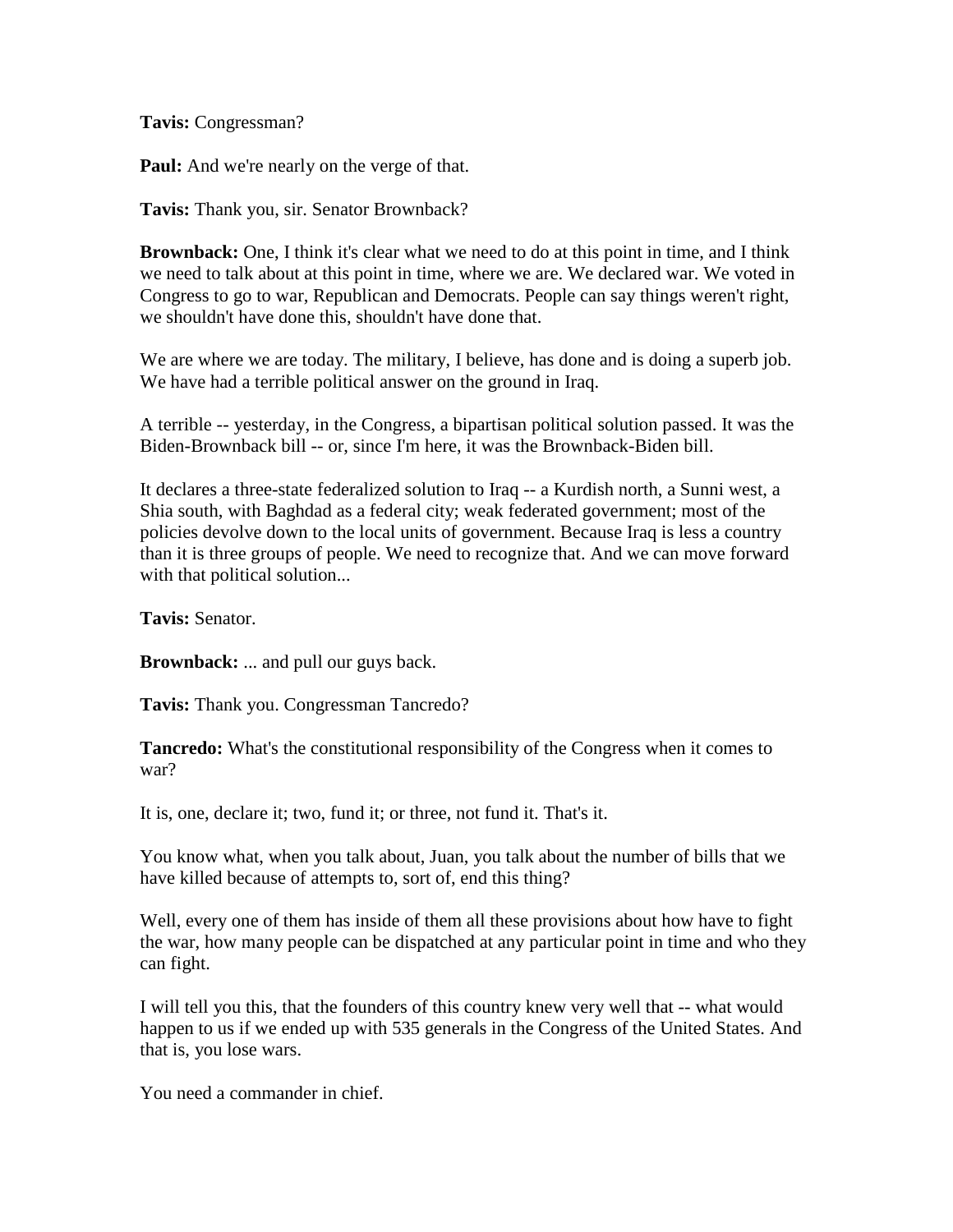**Tavis:** Congressman?

**Paul:** And we're nearly on the verge of that.

**Tavis:** Thank you, sir. Senator Brownback?

**Brownback:** One, I think it's clear what we need to do at this point in time, and I think we need to talk about at this point in time, where we are. We declared war. We voted in Congress to go to war, Republican and Democrats. People can say things weren't right, we shouldn't have done this, shouldn't have done that.

We are where we are today. The military, I believe, has done and is doing a superb job. We have had a terrible political answer on the ground in Iraq.

A terrible -- yesterday, in the Congress, a bipartisan political solution passed. It was the Biden-Brownback bill -- or, since I'm here, it was the Brownback-Biden bill.

It declares a three-state federalized solution to Iraq -- a Kurdish north, a Sunni west, a Shia south, with Baghdad as a federal city; weak federated government; most of the policies devolve down to the local units of government. Because Iraq is less a country than it is three groups of people. We need to recognize that. And we can move forward with that political solution...

**Tavis:** Senator.

**Brownback:** ... and pull our guys back.

**Tavis:** Thank you. Congressman Tancredo?

**Tancredo:** What's the constitutional responsibility of the Congress when it comes to war?

It is, one, declare it; two, fund it; or three, not fund it. That's it.

You know what, when you talk about, Juan, you talk about the number of bills that we have killed because of attempts to, sort of, end this thing?

Well, every one of them has inside of them all these provisions about how have to fight the war, how many people can be dispatched at any particular point in time and who they can fight.

I will tell you this, that the founders of this country knew very well that -- what would happen to us if we ended up with 535 generals in the Congress of the United States. And that is, you lose wars.

You need a commander in chief.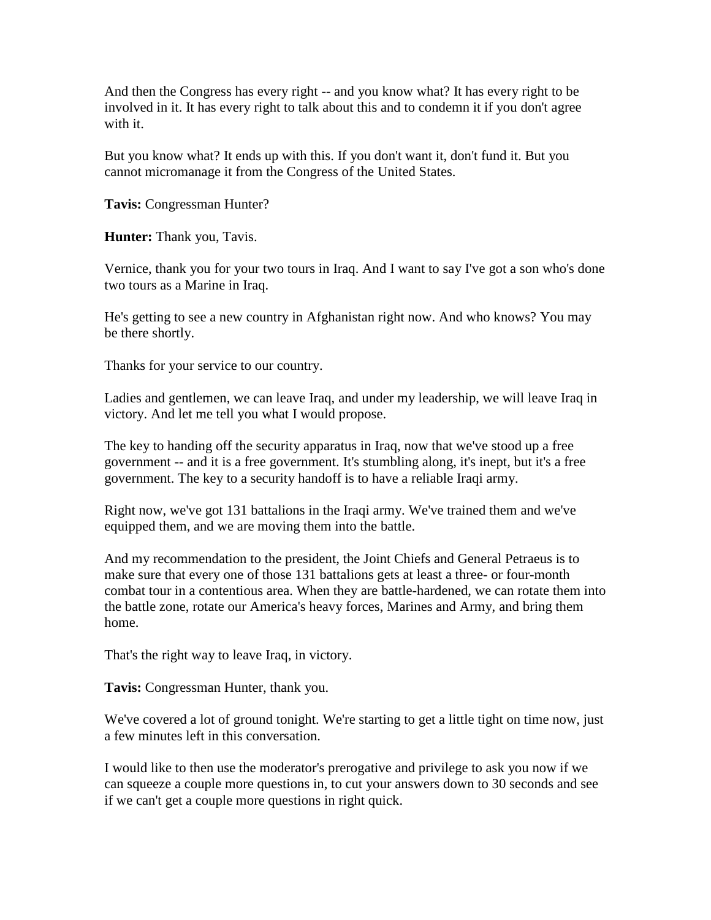And then the Congress has every right -- and you know what? It has every right to be involved in it. It has every right to talk about this and to condemn it if you don't agree with it.

But you know what? It ends up with this. If you don't want it, don't fund it. But you cannot micromanage it from the Congress of the United States.

**Tavis:** Congressman Hunter?

**Hunter:** Thank you, Tavis.

Vernice, thank you for your two tours in Iraq. And I want to say I've got a son who's done two tours as a Marine in Iraq.

He's getting to see a new country in Afghanistan right now. And who knows? You may be there shortly.

Thanks for your service to our country.

Ladies and gentlemen, we can leave Iraq, and under my leadership, we will leave Iraq in victory. And let me tell you what I would propose.

The key to handing off the security apparatus in Iraq, now that we've stood up a free government -- and it is a free government. It's stumbling along, it's inept, but it's a free government. The key to a security handoff is to have a reliable Iraqi army.

Right now, we've got 131 battalions in the Iraqi army. We've trained them and we've equipped them, and we are moving them into the battle.

And my recommendation to the president, the Joint Chiefs and General Petraeus is to make sure that every one of those 131 battalions gets at least a three- or four-month combat tour in a contentious area. When they are battle-hardened, we can rotate them into the battle zone, rotate our America's heavy forces, Marines and Army, and bring them home.

That's the right way to leave Iraq, in victory.

**Tavis:** Congressman Hunter, thank you.

We've covered a lot of ground tonight. We're starting to get a little tight on time now, just a few minutes left in this conversation.

I would like to then use the moderator's prerogative and privilege to ask you now if we can squeeze a couple more questions in, to cut your answers down to 30 seconds and see if we can't get a couple more questions in right quick.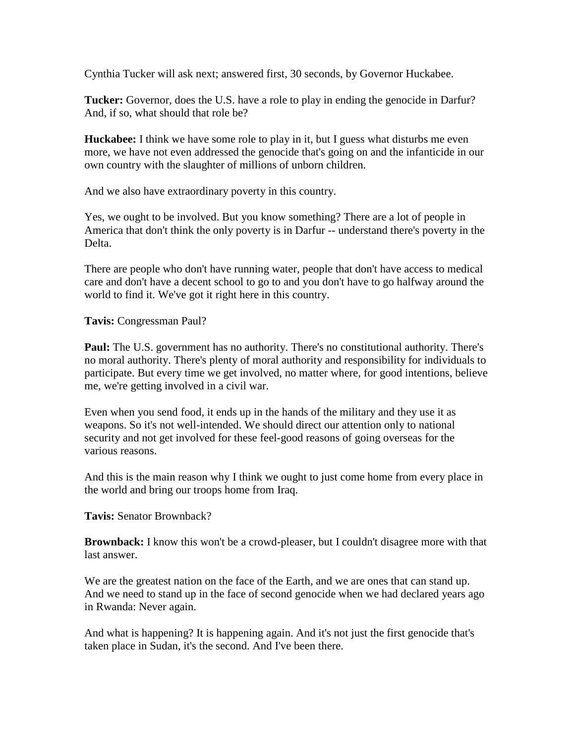Cynthia Tucker will ask next; answered first, 30 seconds, by Governor Huckabee.

**Tucker:** Governor, does the U.S. have a role to play in ending the genocide in Darfur? And, if so, what should that role be?

**Huckabee:** I think we have some role to play in it, but I guess what disturbs me even more, we have not even addressed the genocide that's going on and the infanticide in our own country with the slaughter of millions of unborn children.

And we also have extraordinary poverty in this country.

Yes, we ought to be involved. But you know something? There are a lot of people in America that don't think the only poverty is in Darfur -- understand there's poverty in the Delta.

There are people who don't have running water, people that don't have access to medical care and don't have a decent school to go to and you don't have to go halfway around the world to find it. We've got it right here in this country.

**Tavis:** Congressman Paul?

**Paul:** The U.S. government has no authority. There's no constitutional authority. There's no moral authority. There's plenty of moral authority and responsibility for individuals to participate. But every time we get involved, no matter where, for good intentions, believe me, we're getting involved in a civil war.

Even when you send food, it ends up in the hands of the military and they use it as weapons. So it's not well-intended. We should direct our attention only to national security and not get involved for these feel-good reasons of going overseas for the various reasons.

And this is the main reason why I think we ought to just come home from every place in the world and bring our troops home from Iraq.

**Tavis:** Senator Brownback?

**Brownback:** I know this won't be a crowd-pleaser, but I couldn't disagree more with that last answer.

We are the greatest nation on the face of the Earth, and we are ones that can stand up. And we need to stand up in the face of second genocide when we had declared years ago in Rwanda: Never again.

And what is happening? It is happening again. And it's not just the first genocide that's taken place in Sudan, it's the second. And I've been there.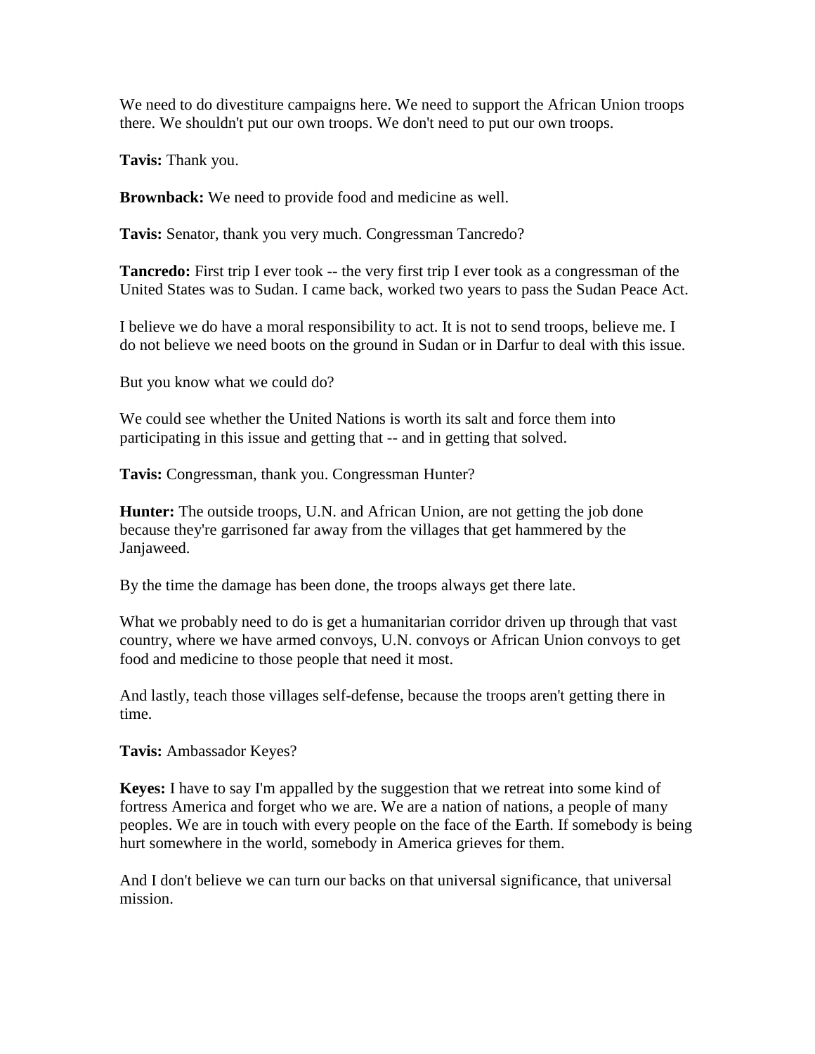We need to do divestiture campaigns here. We need to support the African Union troops there. We shouldn't put our own troops. We don't need to put our own troops.

**Tavis:** Thank you.

**Brownback:** We need to provide food and medicine as well.

**Tavis:** Senator, thank you very much. Congressman Tancredo?

**Tancredo:** First trip I ever took -- the very first trip I ever took as a congressman of the United States was to Sudan. I came back, worked two years to pass the Sudan Peace Act.

I believe we do have a moral responsibility to act. It is not to send troops, believe me. I do not believe we need boots on the ground in Sudan or in Darfur to deal with this issue.

But you know what we could do?

We could see whether the United Nations is worth its salt and force them into participating in this issue and getting that -- and in getting that solved.

**Tavis:** Congressman, thank you. Congressman Hunter?

**Hunter:** The outside troops, U.N. and African Union, are not getting the job done because they're garrisoned far away from the villages that get hammered by the Janjaweed.

By the time the damage has been done, the troops always get there late.

What we probably need to do is get a humanitarian corridor driven up through that vast country, where we have armed convoys, U.N. convoys or African Union convoys to get food and medicine to those people that need it most.

And lastly, teach those villages self-defense, because the troops aren't getting there in time.

**Tavis:** Ambassador Keyes?

**Keyes:** I have to say I'm appalled by the suggestion that we retreat into some kind of fortress America and forget who we are. We are a nation of nations, a people of many peoples. We are in touch with every people on the face of the Earth. If somebody is being hurt somewhere in the world, somebody in America grieves for them.

And I don't believe we can turn our backs on that universal significance, that universal mission.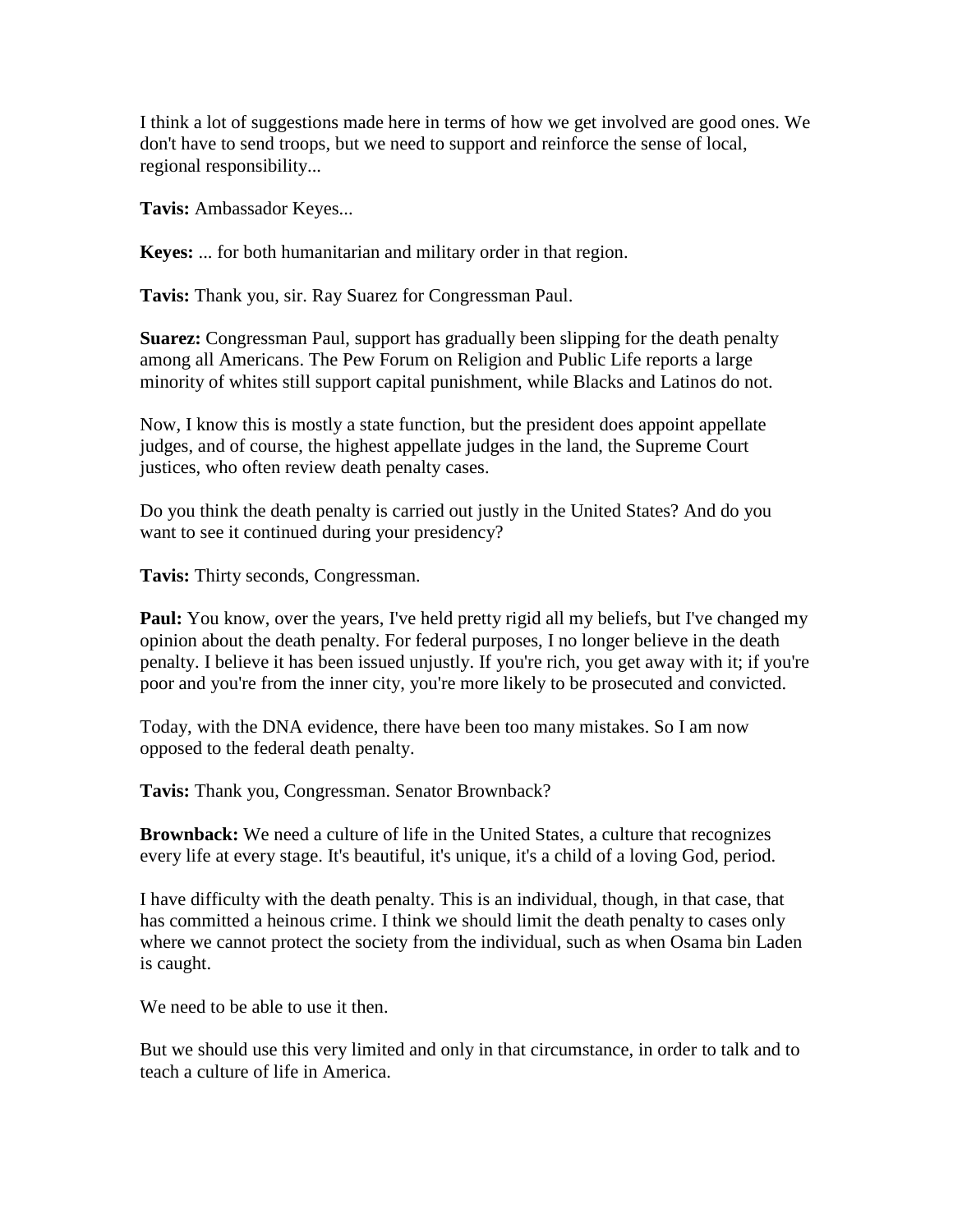I think a lot of suggestions made here in terms of how we get involved are good ones. We don't have to send troops, but we need to support and reinforce the sense of local, regional responsibility...

**Tavis:** Ambassador Keyes...

**Keyes:** ... for both humanitarian and military order in that region.

**Tavis:** Thank you, sir. Ray Suarez for Congressman Paul.

**Suarez:** Congressman Paul, support has gradually been slipping for the death penalty among all Americans. The Pew Forum on Religion and Public Life reports a large minority of whites still support capital punishment, while Blacks and Latinos do not.

Now, I know this is mostly a state function, but the president does appoint appellate judges, and of course, the highest appellate judges in the land, the Supreme Court justices, who often review death penalty cases.

Do you think the death penalty is carried out justly in the United States? And do you want to see it continued during your presidency?

**Tavis:** Thirty seconds, Congressman.

**Paul:** You know, over the years, I've held pretty rigid all my beliefs, but I've changed my opinion about the death penalty. For federal purposes, I no longer believe in the death penalty. I believe it has been issued unjustly. If you're rich, you get away with it; if you're poor and you're from the inner city, you're more likely to be prosecuted and convicted.

Today, with the DNA evidence, there have been too many mistakes. So I am now opposed to the federal death penalty.

**Tavis:** Thank you, Congressman. Senator Brownback?

**Brownback:** We need a culture of life in the United States, a culture that recognizes every life at every stage. It's beautiful, it's unique, it's a child of a loving God, period.

I have difficulty with the death penalty. This is an individual, though, in that case, that has committed a heinous crime. I think we should limit the death penalty to cases only where we cannot protect the society from the individual, such as when Osama bin Laden is caught.

We need to be able to use it then.

But we should use this very limited and only in that circumstance, in order to talk and to teach a culture of life in America.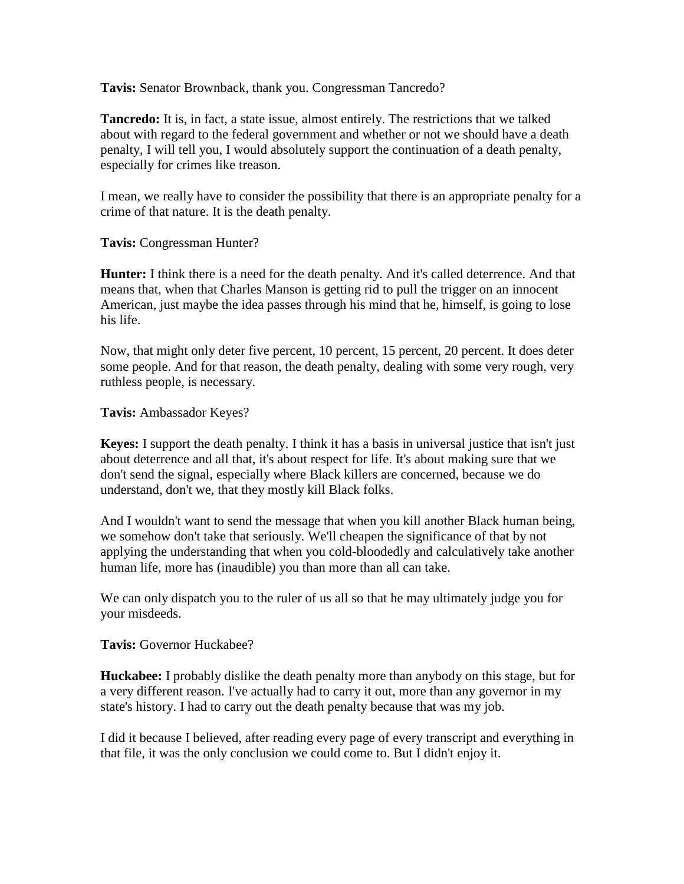**Tavis:** Senator Brownback, thank you. Congressman Tancredo?

**Tancredo:** It is, in fact, a state issue, almost entirely. The restrictions that we talked about with regard to the federal government and whether or not we should have a death penalty, I will tell you, I would absolutely support the continuation of a death penalty, especially for crimes like treason.

I mean, we really have to consider the possibility that there is an appropriate penalty for a crime of that nature. It is the death penalty.

**Tavis:** Congressman Hunter?

**Hunter:** I think there is a need for the death penalty. And it's called deterrence. And that means that, when that Charles Manson is getting rid to pull the trigger on an innocent American, just maybe the idea passes through his mind that he, himself, is going to lose his life.

Now, that might only deter five percent, 10 percent, 15 percent, 20 percent. It does deter some people. And for that reason, the death penalty, dealing with some very rough, very ruthless people, is necessary.

**Tavis:** Ambassador Keyes?

**Keyes:** I support the death penalty. I think it has a basis in universal justice that isn't just about deterrence and all that, it's about respect for life. It's about making sure that we don't send the signal, especially where Black killers are concerned, because we do understand, don't we, that they mostly kill Black folks.

And I wouldn't want to send the message that when you kill another Black human being, we somehow don't take that seriously. We'll cheapen the significance of that by not applying the understanding that when you cold-bloodedly and calculatively take another human life, more has (inaudible) you than more than all can take.

We can only dispatch you to the ruler of us all so that he may ultimately judge you for your misdeeds.

**Tavis:** Governor Huckabee?

**Huckabee:** I probably dislike the death penalty more than anybody on this stage, but for a very different reason. I've actually had to carry it out, more than any governor in my state's history. I had to carry out the death penalty because that was my job.

I did it because I believed, after reading every page of every transcript and everything in that file, it was the only conclusion we could come to. But I didn't enjoy it.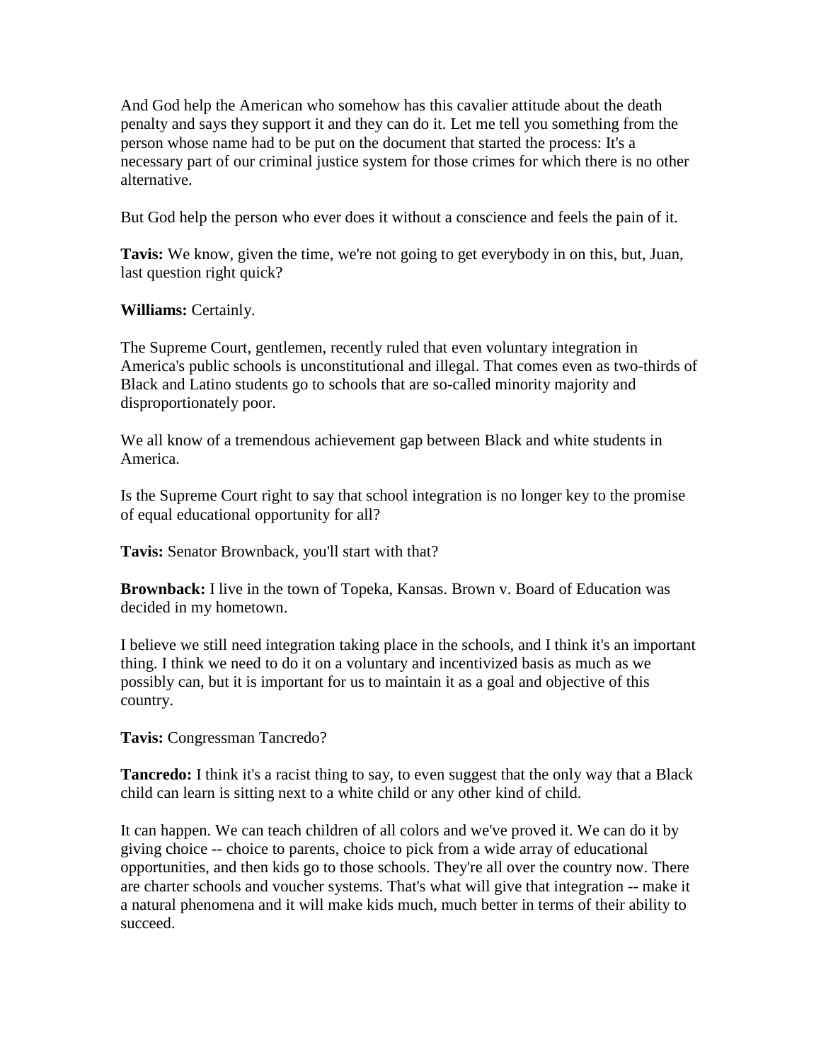And God help the American who somehow has this cavalier attitude about the death penalty and says they support it and they can do it. Let me tell you something from the person whose name had to be put on the document that started the process: It's a necessary part of our criminal justice system for those crimes for which there is no other alternative.

But God help the person who ever does it without a conscience and feels the pain of it.

**Tavis:** We know, given the time, we're not going to get everybody in on this, but, Juan, last question right quick?

**Williams:** Certainly.

The Supreme Court, gentlemen, recently ruled that even voluntary integration in America's public schools is unconstitutional and illegal. That comes even as two-thirds of Black and Latino students go to schools that are so-called minority majority and disproportionately poor.

We all know of a tremendous achievement gap between Black and white students in America.

Is the Supreme Court right to say that school integration is no longer key to the promise of equal educational opportunity for all?

**Tavis:** Senator Brownback, you'll start with that?

**Brownback:** I live in the town of Topeka, Kansas. Brown v. Board of Education was decided in my hometown.

I believe we still need integration taking place in the schools, and I think it's an important thing. I think we need to do it on a voluntary and incentivized basis as much as we possibly can, but it is important for us to maintain it as a goal and objective of this country.

**Tavis:** Congressman Tancredo?

**Tancredo:** I think it's a racist thing to say, to even suggest that the only way that a Black child can learn is sitting next to a white child or any other kind of child.

It can happen. We can teach children of all colors and we've proved it. We can do it by giving choice -- choice to parents, choice to pick from a wide array of educational opportunities, and then kids go to those schools. They're all over the country now. There are charter schools and voucher systems. That's what will give that integration -- make it a natural phenomena and it will make kids much, much better in terms of their ability to succeed.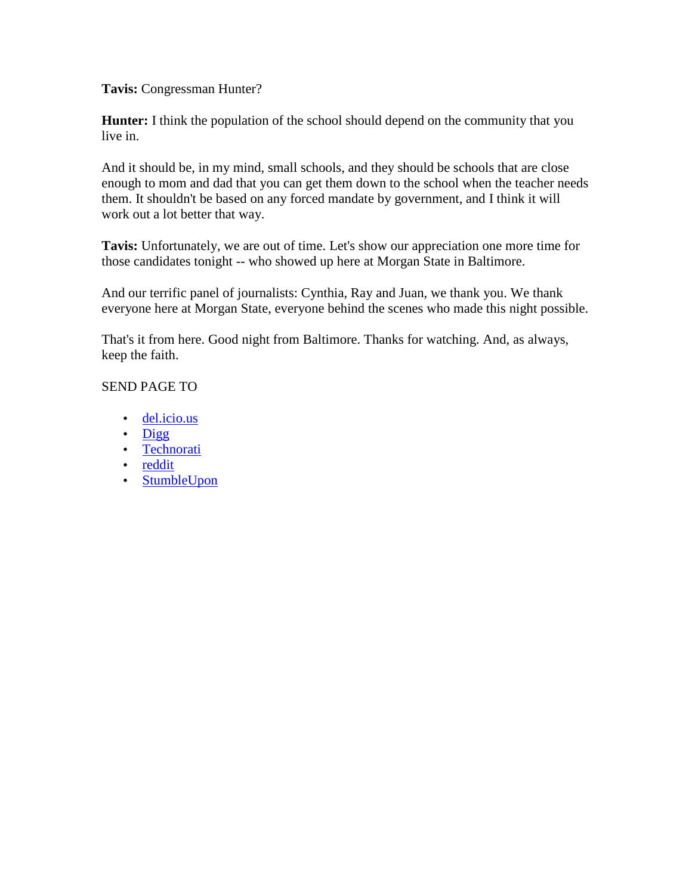**Tavis:** Congressman Hunter?

**Hunter:** I think the population of the school should depend on the community that you live in.

And it should be, in my mind, small schools, and they should be schools that are close enough to mom and dad that you can get them down to the school when the teacher needs them. It shouldn't be based on any forced mandate by government, and I think it will work out a lot better that way.

**Tavis:** Unfortunately, we are out of time. Let's show our appreciation one more time for those candidates tonight -- who showed up here at Morgan State in Baltimore.

And our terrific panel of journalists: Cynthia, Ray and Juan, we thank you. We thank everyone here at Morgan State, everyone behind the scenes who made this night possible.

That's it from here. Good night from Baltimore. Thanks for watching. And, as always, keep the faith.

SEND PAGE TO

- del.icio.us
- Digg
- Technorati
- reddit
- StumbleUpon